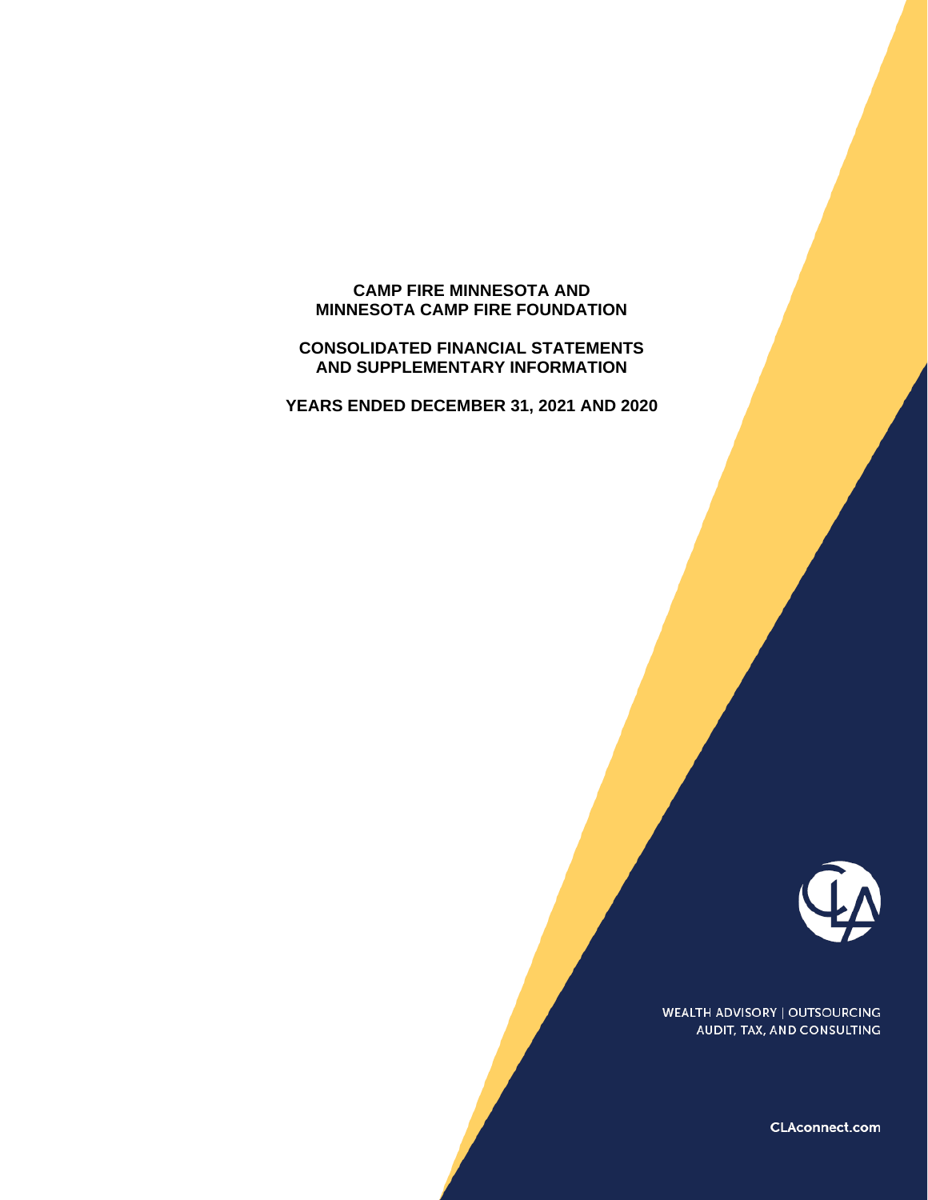# CAMP FIRE MINNESOTA AND MINNESOTA CAMP FIRE FOUNDATION

## CONSOLIDATED FINANCIAL STATEMENTS AND SUPPLEMENTARY INFORMATION

## YEARS ENDED DECEMBER 31, 2021 AND 2020

WEALTH ADVISORY | OUTSOURCING
AUDIT, TAX, AND CONSULTING

CLAconnect.com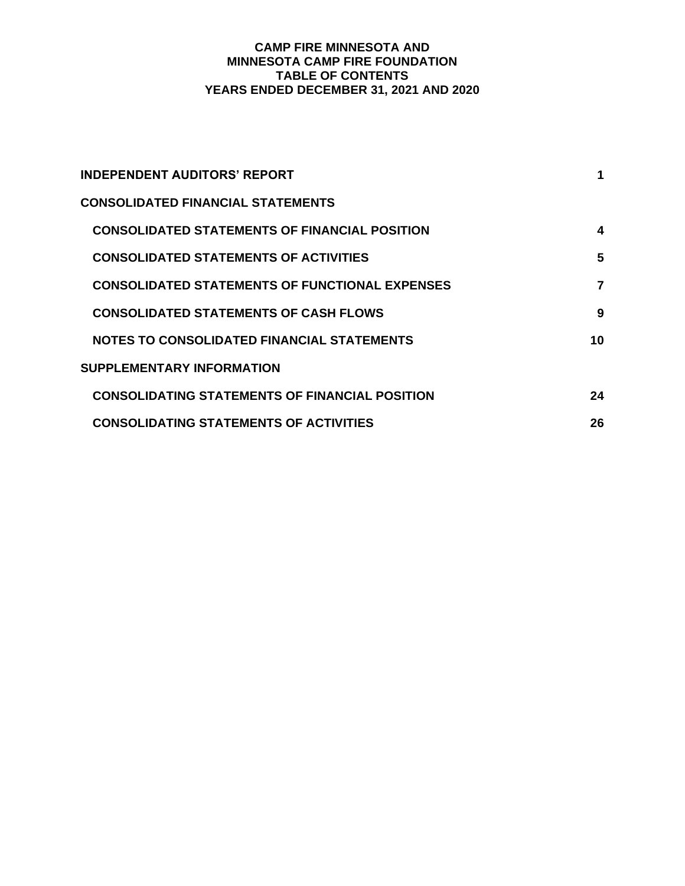# CAMP FIRE MINNESOTA AND
# MINNESOTA CAMP FIRE FOUNDATION
# TABLE OF CONTENTS
# YEARS ENDED DECEMBER 31, 2021 AND 2020

| | |
|---|---|
| **INDEPENDENT AUDITORS' REPORT** | **1** |
| **CONSOLIDATED FINANCIAL STATEMENTS** | |
| **CONSOLIDATED STATEMENTS OF FINANCIAL POSITION** | **4** |
| **CONSOLIDATED STATEMENTS OF ACTIVITIES** | **5** |
| **CONSOLIDATED STATEMENTS OF FUNCTIONAL EXPENSES** | **7** |
| **CONSOLIDATED STATEMENTS OF CASH FLOWS** | **9** |
| **NOTES TO CONSOLIDATED FINANCIAL STATEMENTS** | **10** |
| **SUPPLEMENTARY INFORMATION** | |
| **CONSOLIDATING STATEMENTS OF FINANCIAL POSITION** | **24** |
| **CONSOLIDATING STATEMENTS OF ACTIVITIES** | **26** |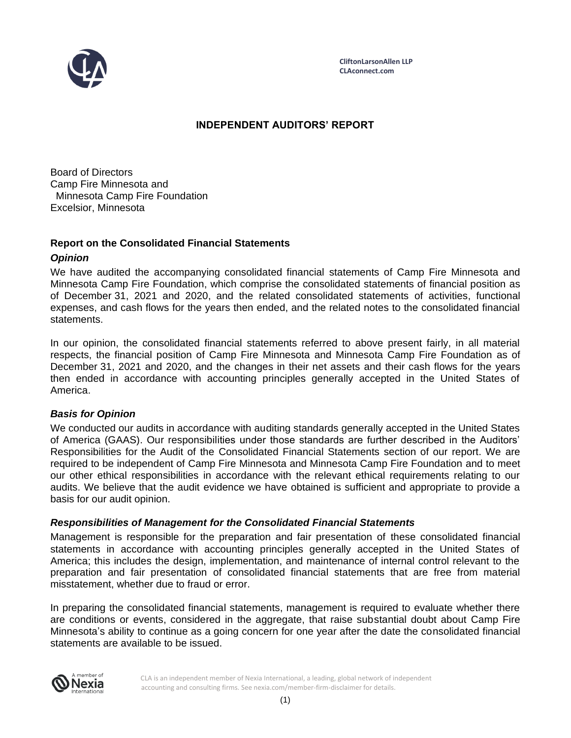CliftonLarsonAllen LLP
CLAconnect.com

# INDEPENDENT AUDITORS' REPORT

Board of Directors
Camp Fire Minnesota and
Minnesota Camp Fire Foundation
Excelsior, Minnesota

## Report on the Consolidated Financial Statements

### *Opinion*

We have audited the accompanying consolidated financial statements of Camp Fire Minnesota and Minnesota Camp Fire Foundation, which comprise the consolidated statements of financial position as of December 31, 2021 and 2020, and the related consolidated statements of activities, functional expenses, and cash flows for the years then ended, and the related notes to the consolidated financial statements.

In our opinion, the consolidated financial statements referred to above present fairly, in all material respects, the financial position of Camp Fire Minnesota and Minnesota Camp Fire Foundation as of December 31, 2021 and 2020, and the changes in their net assets and their cash flows for the years then ended in accordance with accounting principles generally accepted in the United States of America.

### *Basis for Opinion*

We conducted our audits in accordance with auditing standards generally accepted in the United States of America (GAAS). Our responsibilities under those standards are further described in the Auditors' Responsibilities for the Audit of the Consolidated Financial Statements section of our report. We are required to be independent of Camp Fire Minnesota and Minnesota Camp Fire Foundation and to meet our other ethical responsibilities in accordance with the relevant ethical requirements relating to our audits. We believe that the audit evidence we have obtained is sufficient and appropriate to provide a basis for our audit opinion.

### *Responsibilities of Management for the Consolidated Financial Statements*

Management is responsible for the preparation and fair presentation of these consolidated financial statements in accordance with accounting principles generally accepted in the United States of America; this includes the design, implementation, and maintenance of internal control relevant to the preparation and fair presentation of consolidated financial statements that are free from material misstatement, whether due to fraud or error.

In preparing the consolidated financial statements, management is required to evaluate whether there are conditions or events, considered in the aggregate, that raise substantial doubt about Camp Fire Minnesota's ability to continue as a going concern for one year after the date the consolidated financial statements are available to be issued.

CLA is an independent member of Nexia International, a leading, global network of independent accounting and consulting firms. See nexia.com/member-firm-disclaimer for details.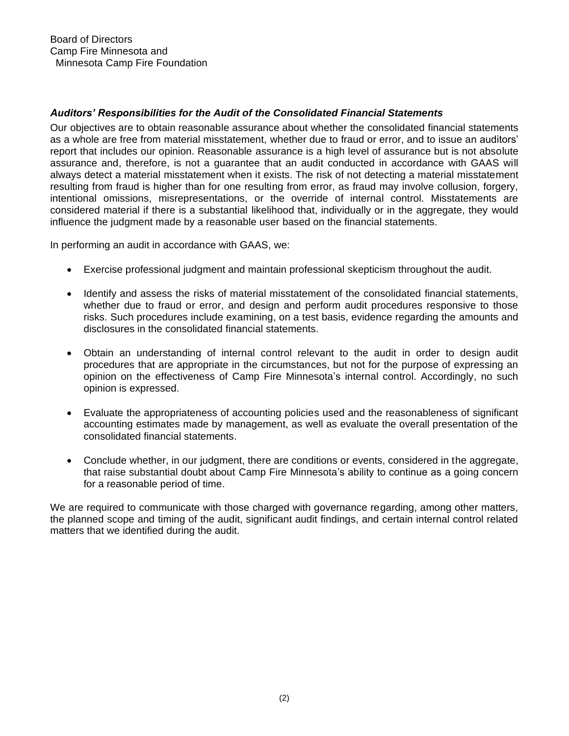Board of Directors
Camp Fire Minnesota and
Minnesota Camp Fire Foundation

***Auditors' Responsibilities for the Audit of the Consolidated Financial Statements***

Our objectives are to obtain reasonable assurance about whether the consolidated financial statements as a whole are free from material misstatement, whether due to fraud or error, and to issue an auditors' report that includes our opinion. Reasonable assurance is a high level of assurance but is not absolute assurance and, therefore, is not a guarantee that an audit conducted in accordance with GAAS will always detect a material misstatement when it exists. The risk of not detecting a material misstatement resulting from fraud is higher than for one resulting from error, as fraud may involve collusion, forgery, intentional omissions, misrepresentations, or the override of internal control. Misstatements are considered material if there is a substantial likelihood that, individually or in the aggregate, they would influence the judgment made by a reasonable user based on the financial statements.

In performing an audit in accordance with GAAS, we:

- Exercise professional judgment and maintain professional skepticism throughout the audit.
- Identify and assess the risks of material misstatement of the consolidated financial statements, whether due to fraud or error, and design and perform audit procedures responsive to those risks. Such procedures include examining, on a test basis, evidence regarding the amounts and disclosures in the consolidated financial statements.
- Obtain an understanding of internal control relevant to the audit in order to design audit procedures that are appropriate in the circumstances, but not for the purpose of expressing an opinion on the effectiveness of Camp Fire Minnesota's internal control. Accordingly, no such opinion is expressed.
- Evaluate the appropriateness of accounting policies used and the reasonableness of significant accounting estimates made by management, as well as evaluate the overall presentation of the consolidated financial statements.
- Conclude whether, in our judgment, there are conditions or events, considered in the aggregate, that raise substantial doubt about Camp Fire Minnesota's ability to continue as a going concern for a reasonable period of time.

We are required to communicate with those charged with governance regarding, among other matters, the planned scope and timing of the audit, significant audit findings, and certain internal control related matters that we identified during the audit.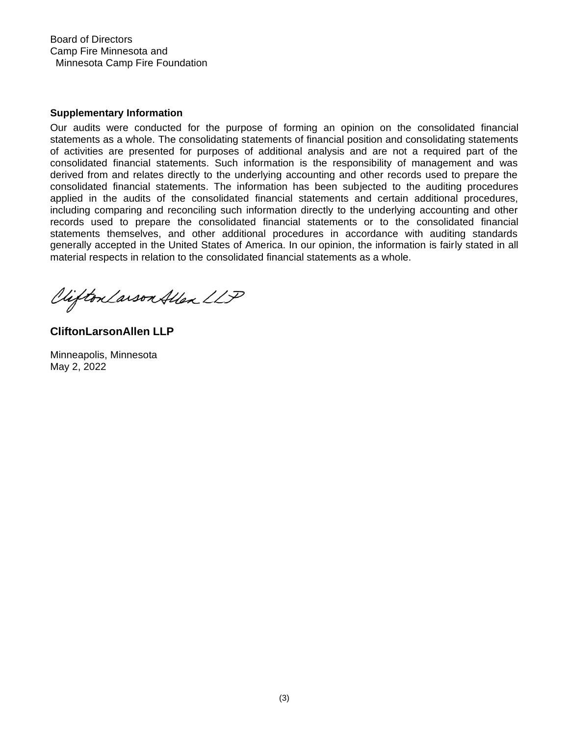Board of Directors
Camp Fire Minnesota and
  Minnesota Camp Fire Foundation

**Supplementary Information**

Our audits were conducted for the purpose of forming an opinion on the consolidated financial statements as a whole. The consolidating statements of financial position and consolidating statements of activities are presented for purposes of additional analysis and are not a required part of the consolidated financial statements. Such information is the responsibility of management and was derived from and relates directly to the underlying accounting and other records used to prepare the consolidated financial statements. The information has been subjected to the auditing procedures applied in the audits of the consolidated financial statements and certain additional procedures, including comparing and reconciling such information directly to the underlying accounting and other records used to prepare the consolidated financial statements or to the consolidated financial statements themselves, and other additional procedures in accordance with auditing standards generally accepted in the United States of America. In our opinion, the information is fairly stated in all material respects in relation to the consolidated financial statements as a whole.

*CliftonLarsonAllen LLP*

**CliftonLarsonAllen LLP**

Minneapolis, Minnesota
May 2, 2022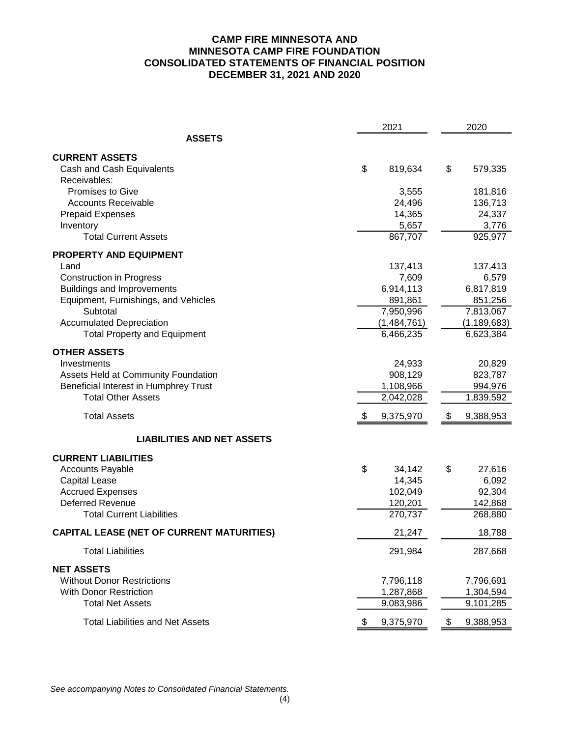# CAMP FIRE MINNESOTA AND MINNESOTA CAMP FIRE FOUNDATION
## CONSOLIDATED STATEMENTS OF FINANCIAL POSITION
## DECEMBER 31, 2021 AND 2020

| | 2021 | 2020 |
|---|---|---|
| **ASSETS** | | |
| **CURRENT ASSETS** | | |
| Cash and Cash Equivalents | $ 819,634 | $ 579,335 |
| Receivables: | | |
| Promises to Give | 3,555 | 181,816 |
| Accounts Receivable | 24,496 | 136,713 |
| Prepaid Expenses | 14,365 | 24,337 |
| Inventory | 5,657 | 3,776 |
| Total Current Assets | 867,707 | 925,977 |
| **PROPERTY AND EQUIPMENT** | | |
| Land | 137,413 | 137,413 |
| Construction in Progress | 7,609 | 6,579 |
| Buildings and Improvements | 6,914,113 | 6,817,819 |
| Equipment, Furnishings, and Vehicles | 891,861 | 851,256 |
| Subtotal | 7,950,996 | 7,813,067 |
| Accumulated Depreciation | (1,484,761) | (1,189,683) |
| Total Property and Equipment | 6,466,235 | 6,623,384 |
| **OTHER ASSETS** | | |
| Investments | 24,933 | 20,829 |
| Assets Held at Community Foundation | 908,129 | 823,787 |
| Beneficial Interest in Humphrey Trust | 1,108,966 | 994,976 |
| Total Other Assets | 2,042,028 | 1,839,592 |
| Total Assets | $ 9,375,970 | $ 9,388,953 |
| **LIABILITIES AND NET ASSETS** | | |
| **CURRENT LIABILITIES** | | |
| Accounts Payable | $ 34,142 | $ 27,616 |
| Capital Lease | 14,345 | 6,092 |
| Accrued Expenses | 102,049 | 92,304 |
| Deferred Revenue | 120,201 | 142,868 |
| Total Current Liabilities | 270,737 | 268,880 |
| **CAPITAL LEASE (NET OF CURRENT MATURITIES)** | 21,247 | 18,788 |
| Total Liabilities | 291,984 | 287,668 |
| **NET ASSETS** | | |
| Without Donor Restrictions | 7,796,118 | 7,796,691 |
| With Donor Restriction | 1,287,868 | 1,304,594 |
| Total Net Assets | 9,083,986 | 9,101,285 |
| Total Liabilities and Net Assets | $ 9,375,970 | $ 9,388,953 |

*See accompanying Notes to Consolidated Financial Statements.*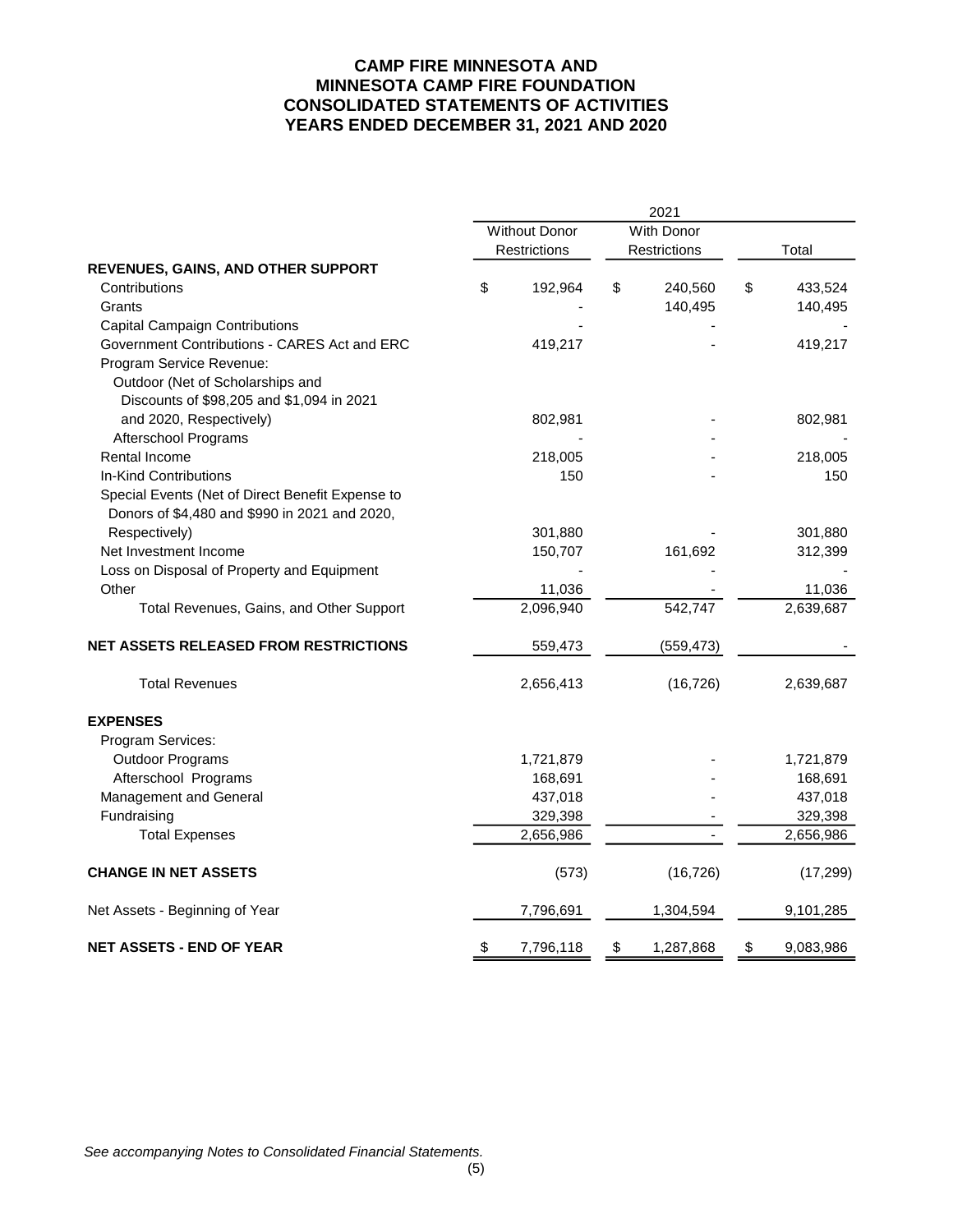# CAMP FIRE MINNESOTA AND MINNESOTA CAMP FIRE FOUNDATION
## CONSOLIDATED STATEMENTS OF ACTIVITIES
## YEARS ENDED DECEMBER 31, 2021 AND 2020

| | 2021 | | |
|---|---|---|---|
| | Without Donor Restrictions | With Donor Restrictions | Total |
| **REVENUES, GAINS, AND OTHER SUPPORT** | | | |
| Contributions | $ 192,964 | $ 240,560 | $ 433,524 |
| Grants | - | 140,495 | 140,495 |
| Capital Campaign Contributions | - | - | - |
| Government Contributions - CARES Act and ERC | 419,217 | - | 419,217 |
| Program Service Revenue: | | | |
| Outdoor (Net of Scholarships and Discounts of $98,205 and $1,094 in 2021 and 2020, Respectively) | 802,981 | - | 802,981 |
| Afterschool Programs | - | - | - |
| Rental Income | 218,005 | - | 218,005 |
| In-Kind Contributions | 150 | - | 150 |
| Special Events (Net of Direct Benefit Expense to Donors of $4,480 and $990 in 2021 and 2020, Respectively) | 301,880 | - | 301,880 |
| Net Investment Income | 150,707 | 161,692 | 312,399 |
| Loss on Disposal of Property and Equipment | - | - | - |
| Other | 11,036 | - | 11,036 |
| Total Revenues, Gains, and Other Support | 2,096,940 | 542,747 | 2,639,687 |
| **NET ASSETS RELEASED FROM RESTRICTIONS** | 559,473 | (559,473) | - |
| Total Revenues | 2,656,413 | (16,726) | 2,639,687 |
| **EXPENSES** | | | |
| Program Services: | | | |
| Outdoor Programs | 1,721,879 | - | 1,721,879 |
| Afterschool Programs | 168,691 | - | 168,691 |
| Management and General | 437,018 | - | 437,018 |
| Fundraising | 329,398 | - | 329,398 |
| Total Expenses | 2,656,986 | - | 2,656,986 |
| **CHANGE IN NET ASSETS** | (573) | (16,726) | (17,299) |
| Net Assets - Beginning of Year | 7,796,691 | 1,304,594 | 9,101,285 |
| **NET ASSETS - END OF YEAR** | $ 7,796,118 | $ 1,287,868 | $ 9,083,986 |

*See accompanying Notes to Consolidated Financial Statements.*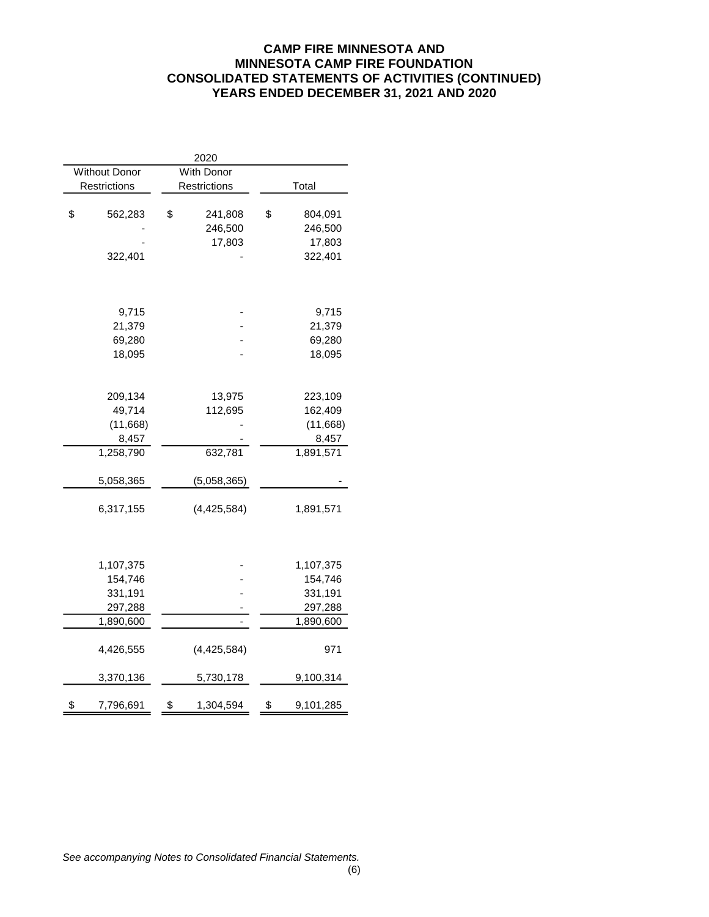**CAMP FIRE MINNESOTA AND**
**MINNESOTA CAMP FIRE FOUNDATION**
**CONSOLIDATED STATEMENTS OF ACTIVITIES (CONTINUED)**
**YEARS ENDED DECEMBER 31, 2021 AND 2020**

| 2020 | | |
|---|---|---|
| Without Donor Restrictions | With Donor Restrictions | Total |
| $ 562,283 | $ 241,808 | $ 804,091 |
| - | 246,500 | 246,500 |
| - | 17,803 | 17,803 |
| 322,401 | - | 322,401 |
| | | |
| 9,715 | - | 9,715 |
| 21,379 | - | 21,379 |
| 69,280 | - | 69,280 |
| 18,095 | - | 18,095 |
| | | |
| 209,134 | 13,975 | 223,109 |
| 49,714 | 112,695 | 162,409 |
| (11,668) | - | (11,668) |
| 8,457 | - | 8,457 |
| 1,258,790 | 632,781 | 1,891,571 |
| | | |
| 5,058,365 | (5,058,365) | - |
| | | |
| 6,317,155 | (4,425,584) | 1,891,571 |
| | | |
| 1,107,375 | - | 1,107,375 |
| 154,746 | - | 154,746 |
| 331,191 | - | 331,191 |
| 297,288 | - | 297,288 |
| 1,890,600 | - | 1,890,600 |
| | | |
| 4,426,555 | (4,425,584) | 971 |
| | | |
| 3,370,136 | 5,730,178 | 9,100,314 |
| | | |
| $ 7,796,691 | $ 1,304,594 | $ 9,101,285 |

*See accompanying Notes to Consolidated Financial Statements.*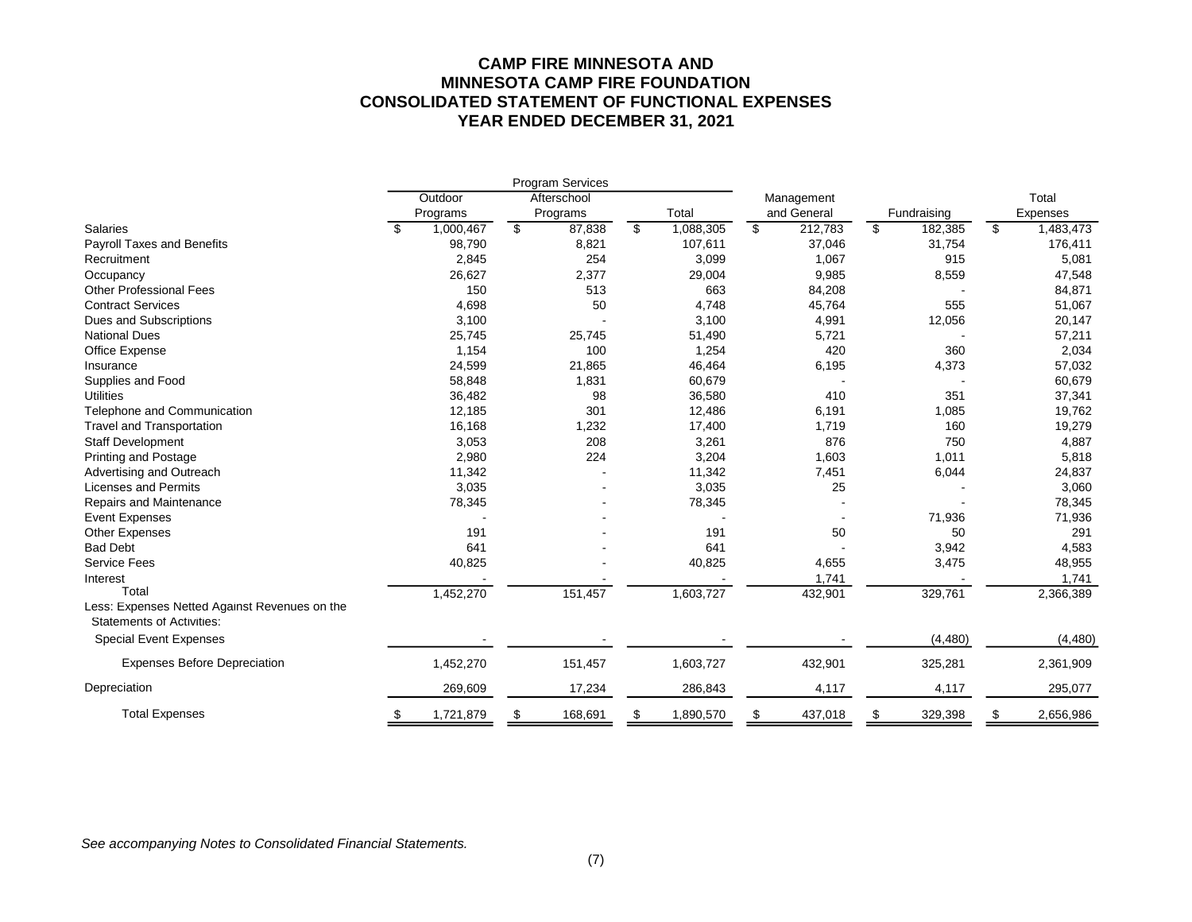# CAMP FIRE MINNESOTA AND
# MINNESOTA CAMP FIRE FOUNDATION
## CONSOLIDATED STATEMENT OF FUNCTIONAL EXPENSES
## YEAR ENDED DECEMBER 31, 2021

| | Program Services | | | | | |
|---|---|---|---|---|---|---|
| | Outdoor Programs | Afterschool Programs | Total | Management and General | Fundraising | Total Expenses |
| Salaries | $ 1,000,467 | $ 87,838 | $ 1,088,305 | $ 212,783 | $ 182,385 | $ 1,483,473 |
| Payroll Taxes and Benefits | 98,790 | 8,821 | 107,611 | 37,046 | 31,754 | 176,411 |
| Recruitment | 2,845 | 254 | 3,099 | 1,067 | 915 | 5,081 |
| Occupancy | 26,627 | 2,377 | 29,004 | 9,985 | 8,559 | 47,548 |
| Other Professional Fees | 150 | 513 | 663 | 84,208 | - | 84,871 |
| Contract Services | 4,698 | 50 | 4,748 | 45,764 | 555 | 51,067 |
| Dues and Subscriptions | 3,100 | - | 3,100 | 4,991 | 12,056 | 20,147 |
| National Dues | 25,745 | 25,745 | 51,490 | 5,721 | - | 57,211 |
| Office Expense | 1,154 | 100 | 1,254 | 420 | 360 | 2,034 |
| Insurance | 24,599 | 21,865 | 46,464 | 6,195 | 4,373 | 57,032 |
| Supplies and Food | 58,848 | 1,831 | 60,679 | - | - | 60,679 |
| Utilities | 36,482 | 98 | 36,580 | 410 | 351 | 37,341 |
| Telephone and Communication | 12,185 | 301 | 12,486 | 6,191 | 1,085 | 19,762 |
| Travel and Transportation | 16,168 | 1,232 | 17,400 | 1,719 | 160 | 19,279 |
| Staff Development | 3,053 | 208 | 3,261 | 876 | 750 | 4,887 |
| Printing and Postage | 2,980 | 224 | 3,204 | 1,603 | 1,011 | 5,818 |
| Advertising and Outreach | 11,342 | - | 11,342 | 7,451 | 6,044 | 24,837 |
| Licenses and Permits | 3,035 | - | 3,035 | 25 | - | 3,060 |
| Repairs and Maintenance | 78,345 | - | 78,345 | - | - | 78,345 |
| Event Expenses | - | - | - | - | 71,936 | 71,936 |
| Other Expenses | 191 | - | 191 | 50 | 50 | 291 |
| Bad Debt | 641 | - | 641 | - | 3,942 | 4,583 |
| Service Fees | 40,825 | - | 40,825 | 4,655 | 3,475 | 48,955 |
| Interest | - | - | - | 1,741 | - | 1,741 |
| Total | 1,452,270 | 151,457 | 1,603,727 | 432,901 | 329,761 | 2,366,389 |
| Less: Expenses Netted Against Revenues on the Statements of Activities: | | | | | | |
| Special Event Expenses | - | - | - | - | (4,480) | (4,480) |
| Expenses Before Depreciation | 1,452,270 | 151,457 | 1,603,727 | 432,901 | 325,281 | 2,361,909 |
| Depreciation | 269,609 | 17,234 | 286,843 | 4,117 | 4,117 | 295,077 |
| Total Expenses | $ 1,721,879 | $ 168,691 | $ 1,890,570 | $ 437,018 | $ 329,398 | $ 2,656,986 |

*See accompanying Notes to Consolidated Financial Statements.*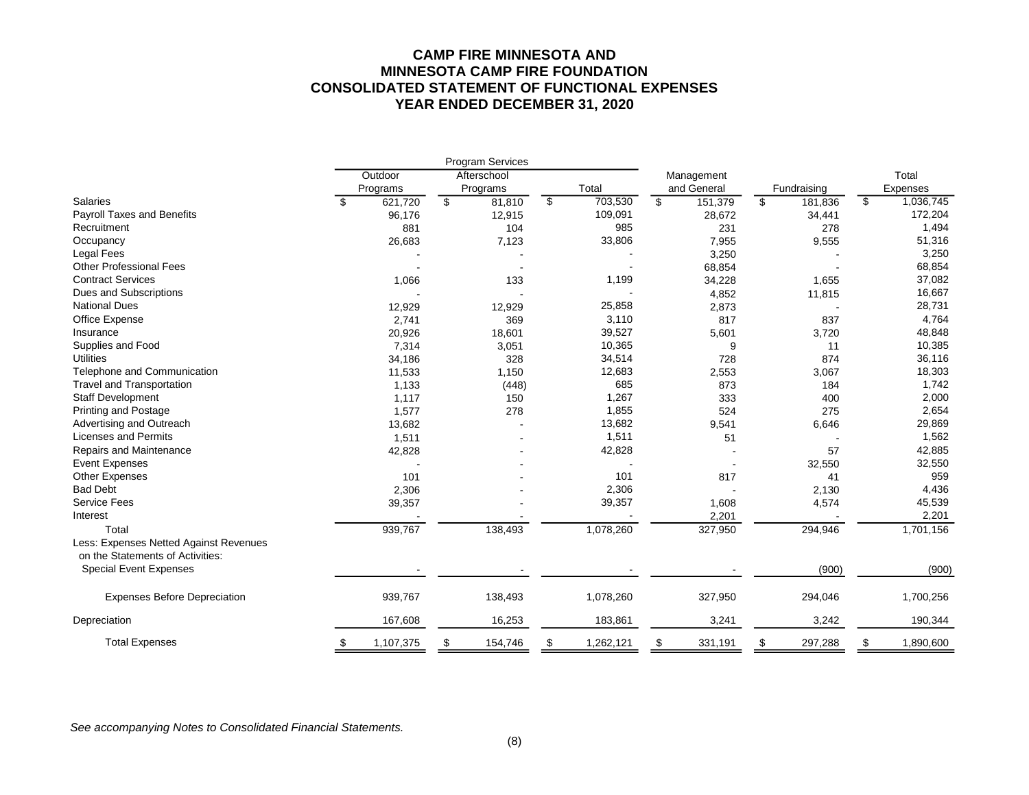# CAMP FIRE MINNESOTA AND
# MINNESOTA CAMP FIRE FOUNDATION
## CONSOLIDATED STATEMENT OF FUNCTIONAL EXPENSES
## YEAR ENDED DECEMBER 31, 2020

| | Program Services | | | | | |
|---|---|---|---|---|---|---|
| | Outdoor Programs | Afterschool Programs | Total | Management and General | Fundraising | Total Expenses |
| Salaries | $ 621,720 | $ 81,810 | $ 703,530 | $ 151,379 | $ 181,836 | $ 1,036,745 |
| Payroll Taxes and Benefits | 96,176 | 12,915 | 109,091 | 28,672 | 34,441 | 172,204 |
| Recruitment | 881 | 104 | 985 | 231 | 278 | 1,494 |
| Occupancy | 26,683 | 7,123 | 33,806 | 7,955 | 9,555 | 51,316 |
| Legal Fees | - | - | - | 3,250 | - | 3,250 |
| Other Professional Fees | - | - | - | 68,854 | - | 68,854 |
| Contract Services | 1,066 | 133 | 1,199 | 34,228 | 1,655 | 37,082 |
| Dues and Subscriptions | - | - | - | 4,852 | 11,815 | 16,667 |
| National Dues | 12,929 | 12,929 | 25,858 | 2,873 | - | 28,731 |
| Office Expense | 2,741 | 369 | 3,110 | 817 | 837 | 4,764 |
| Insurance | 20,926 | 18,601 | 39,527 | 5,601 | 3,720 | 48,848 |
| Supplies and Food | 7,314 | 3,051 | 10,365 | 9 | 11 | 10,385 |
| Utilities | 34,186 | 328 | 34,514 | 728 | 874 | 36,116 |
| Telephone and Communication | 11,533 | 1,150 | 12,683 | 2,553 | 3,067 | 18,303 |
| Travel and Transportation | 1,133 | (448) | 685 | 873 | 184 | 1,742 |
| Staff Development | 1,117 | 150 | 1,267 | 333 | 400 | 2,000 |
| Printing and Postage | 1,577 | 278 | 1,855 | 524 | 275 | 2,654 |
| Advertising and Outreach | 13,682 | - | 13,682 | 9,541 | 6,646 | 29,869 |
| Licenses and Permits | 1,511 | - | 1,511 | 51 | - | 1,562 |
| Repairs and Maintenance | 42,828 | - | 42,828 | - | 57 | 42,885 |
| Event Expenses | - | - | - | - | 32,550 | 32,550 |
| Other Expenses | 101 | - | 101 | 817 | 41 | 959 |
| Bad Debt | 2,306 | - | 2,306 | - | 2,130 | 4,436 |
| Service Fees | 39,357 | - | 39,357 | 1,608 | 4,574 | 45,539 |
| Interest | - | - | - | 2,201 | - | 2,201 |
| Total | 939,767 | 138,493 | 1,078,260 | 327,950 | 294,946 | 1,701,156 |
| Less: Expenses Netted Against Revenues on the Statements of Activities: | | | | | | |
| Special Event Expenses | - | - | - | - | (900) | (900) |
| Expenses Before Depreciation | 939,767 | 138,493 | 1,078,260 | 327,950 | 294,046 | 1,700,256 |
| Depreciation | 167,608 | 16,253 | 183,861 | 3,241 | 3,242 | 190,344 |
| Total Expenses | $ 1,107,375 | $ 154,746 | $ 1,262,121 | $ 331,191 | $ 297,288 | $ 1,890,600 |

*See accompanying Notes to Consolidated Financial Statements.*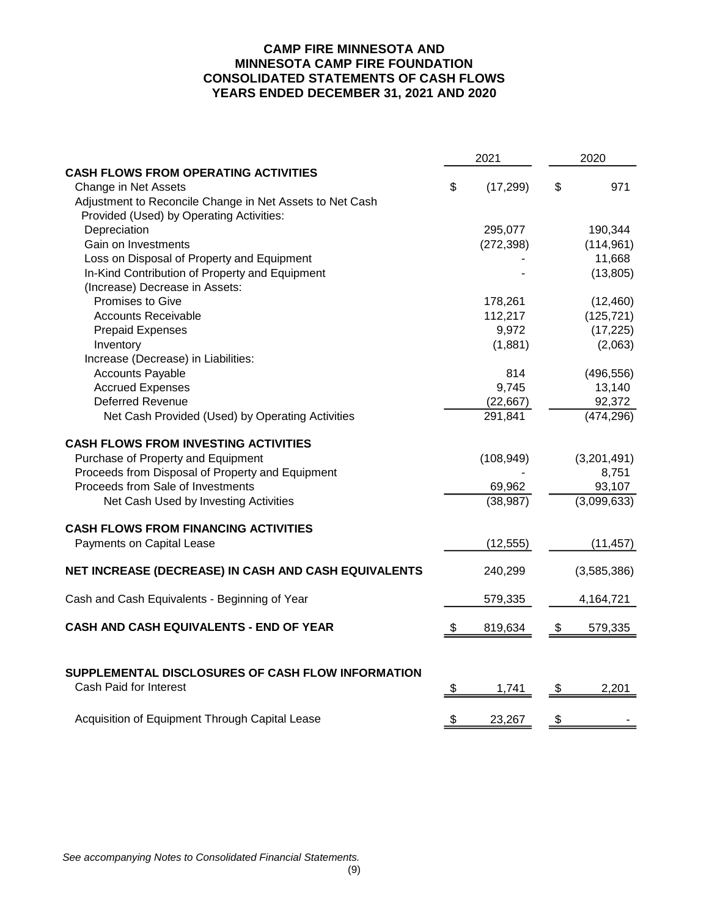# CAMP FIRE MINNESOTA AND MINNESOTA CAMP FIRE FOUNDATION
## CONSOLIDATED STATEMENTS OF CASH FLOWS
### YEARS ENDED DECEMBER 31, 2021 AND 2020

| | 2021 | 2020 |
|---|---|---|
| **CASH FLOWS FROM OPERATING ACTIVITIES** | | |
| Change in Net Assets | $ (17,299) | $ 971 |
| Adjustment to Reconcile Change in Net Assets to Net Cash Provided (Used) by Operating Activities: | | |
| Depreciation | 295,077 | 190,344 |
| Gain on Investments | (272,398) | (114,961) |
| Loss on Disposal of Property and Equipment | - | 11,668 |
| In-Kind Contribution of Property and Equipment | - | (13,805) |
| (Increase) Decrease in Assets: | | |
| Promises to Give | 178,261 | (12,460) |
| Accounts Receivable | 112,217 | (125,721) |
| Prepaid Expenses | 9,972 | (17,225) |
| Inventory | (1,881) | (2,063) |
| Increase (Decrease) in Liabilities: | | |
| Accounts Payable | 814 | (496,556) |
| Accrued Expenses | 9,745 | 13,140 |
| Deferred Revenue | (22,667) | 92,372 |
| Net Cash Provided (Used) by Operating Activities | 291,841 | (474,296) |
| **CASH FLOWS FROM INVESTING ACTIVITIES** | | |
| Purchase of Property and Equipment | (108,949) | (3,201,491) |
| Proceeds from Disposal of Property and Equipment | - | 8,751 |
| Proceeds from Sale of Investments | 69,962 | 93,107 |
| Net Cash Used by Investing Activities | (38,987) | (3,099,633) |
| **CASH FLOWS FROM FINANCING ACTIVITIES** | | |
| Payments on Capital Lease | (12,555) | (11,457) |
| **NET INCREASE (DECREASE) IN CASH AND CASH EQUIVALENTS** | 240,299 | (3,585,386) |
| Cash and Cash Equivalents - Beginning of Year | 579,335 | 4,164,721 |
| **CASH AND CASH EQUIVALENTS - END OF YEAR** | $ 819,634 | $ 579,335 |
| **SUPPLEMENTAL DISCLOSURES OF CASH FLOW INFORMATION** | | |
| Cash Paid for Interest | $ 1,741 | $ 2,201 |
| Acquisition of Equipment Through Capital Lease | $ 23,267 | $ - |

*See accompanying Notes to Consolidated Financial Statements.*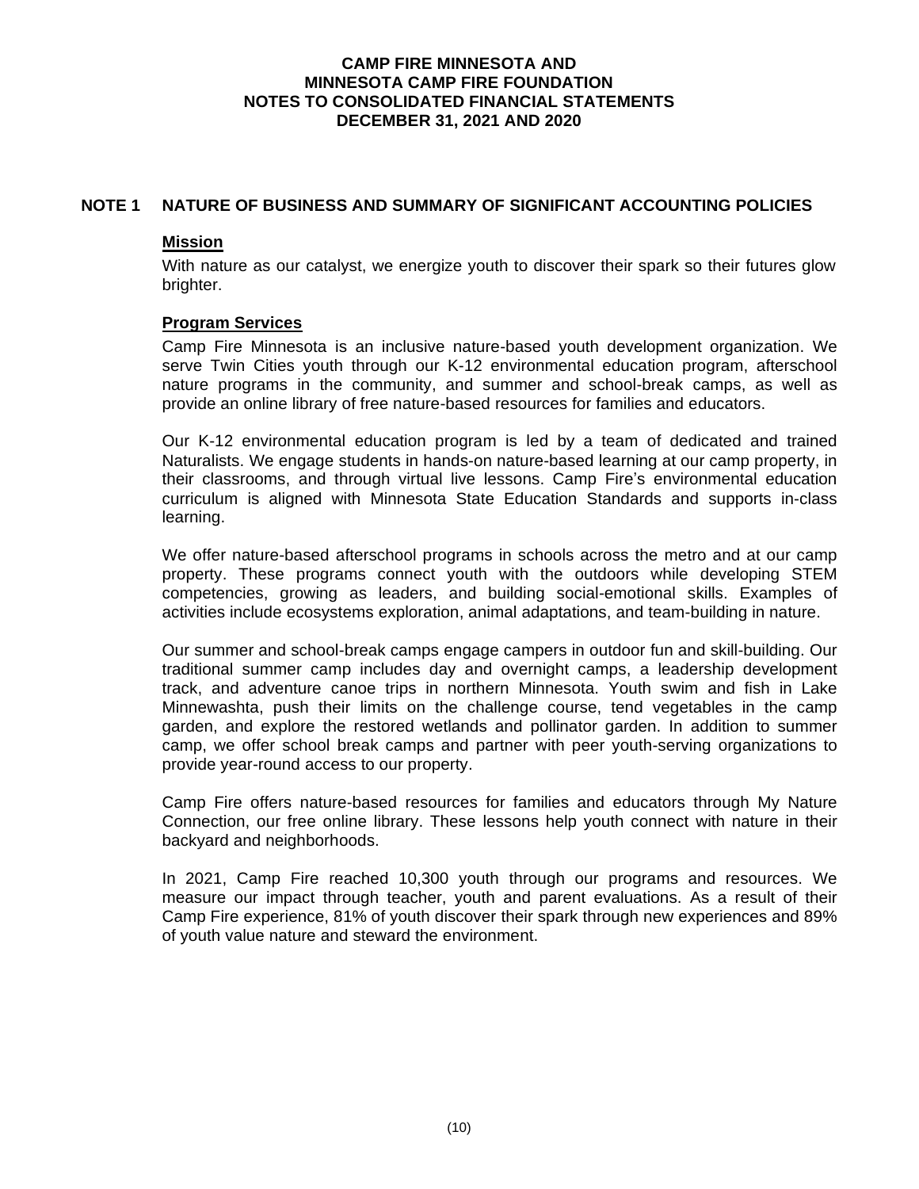# CAMP FIRE MINNESOTA AND MINNESOTA CAMP FIRE FOUNDATION
# NOTES TO CONSOLIDATED FINANCIAL STATEMENTS
# DECEMBER 31, 2021 AND 2020

## NOTE 1 NATURE OF BUSINESS AND SUMMARY OF SIGNIFICANT ACCOUNTING POLICIES

### Mission

With nature as our catalyst, we energize youth to discover their spark so their futures glow brighter.

### Program Services

Camp Fire Minnesota is an inclusive nature-based youth development organization. We serve Twin Cities youth through our K-12 environmental education program, afterschool nature programs in the community, and summer and school-break camps, as well as provide an online library of free nature-based resources for families and educators.

Our K-12 environmental education program is led by a team of dedicated and trained Naturalists. We engage students in hands-on nature-based learning at our camp property, in their classrooms, and through virtual live lessons. Camp Fire's environmental education curriculum is aligned with Minnesota State Education Standards and supports in-class learning.

We offer nature-based afterschool programs in schools across the metro and at our camp property. These programs connect youth with the outdoors while developing STEM competencies, growing as leaders, and building social-emotional skills. Examples of activities include ecosystems exploration, animal adaptations, and team-building in nature.

Our summer and school-break camps engage campers in outdoor fun and skill-building. Our traditional summer camp includes day and overnight camps, a leadership development track, and adventure canoe trips in northern Minnesota. Youth swim and fish in Lake Minnewashta, push their limits on the challenge course, tend vegetables in the camp garden, and explore the restored wetlands and pollinator garden. In addition to summer camp, we offer school break camps and partner with peer youth-serving organizations to provide year-round access to our property.

Camp Fire offers nature-based resources for families and educators through My Nature Connection, our free online library. These lessons help youth connect with nature in their backyard and neighborhoods.

In 2021, Camp Fire reached 10,300 youth through our programs and resources. We measure our impact through teacher, youth and parent evaluations. As a result of their Camp Fire experience, 81% of youth discover their spark through new experiences and 89% of youth value nature and steward the environment.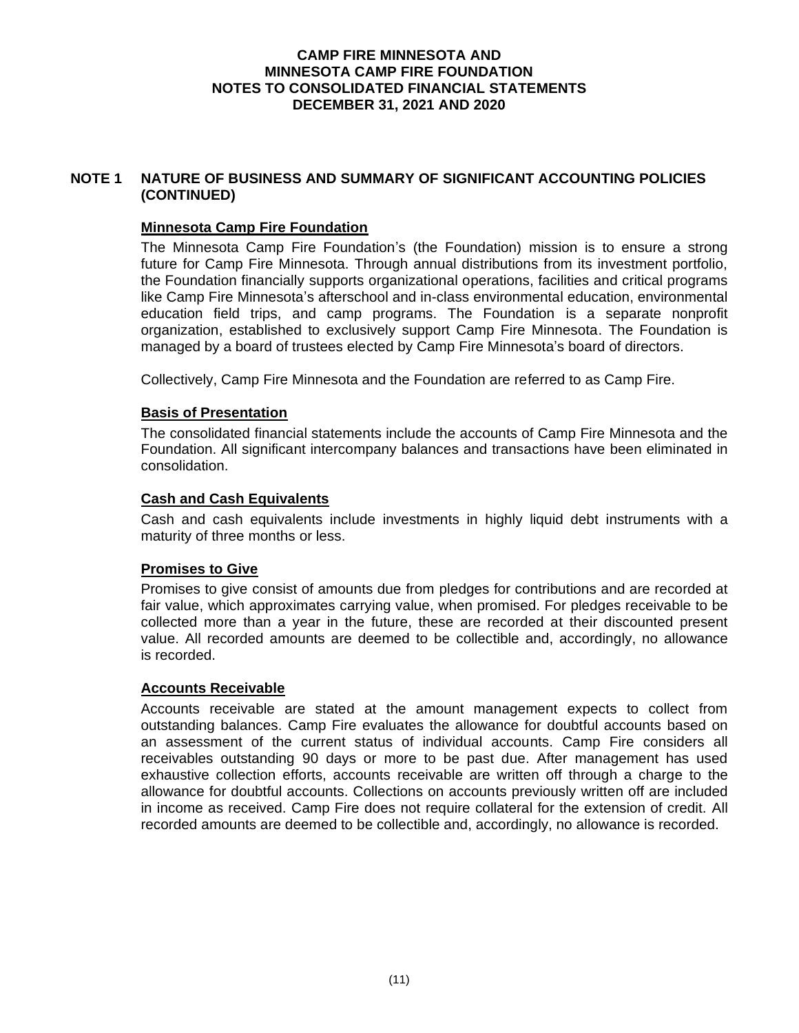## NOTE 1 NATURE OF BUSINESS AND SUMMARY OF SIGNIFICANT ACCOUNTING POLICIES (CONTINUED)

### Minnesota Camp Fire Foundation

The Minnesota Camp Fire Foundation's (the Foundation) mission is to ensure a strong future for Camp Fire Minnesota. Through annual distributions from its investment portfolio, the Foundation financially supports organizational operations, facilities and critical programs like Camp Fire Minnesota's afterschool and in-class environmental education, environmental education field trips, and camp programs. The Foundation is a separate nonprofit organization, established to exclusively support Camp Fire Minnesota. The Foundation is managed by a board of trustees elected by Camp Fire Minnesota's board of directors.

Collectively, Camp Fire Minnesota and the Foundation are referred to as Camp Fire.

### Basis of Presentation

The consolidated financial statements include the accounts of Camp Fire Minnesota and the Foundation. All significant intercompany balances and transactions have been eliminated in consolidation.

### Cash and Cash Equivalents

Cash and cash equivalents include investments in highly liquid debt instruments with a maturity of three months or less.

### Promises to Give

Promises to give consist of amounts due from pledges for contributions and are recorded at fair value, which approximates carrying value, when promised. For pledges receivable to be collected more than a year in the future, these are recorded at their discounted present value. All recorded amounts are deemed to be collectible and, accordingly, no allowance is recorded.

### Accounts Receivable

Accounts receivable are stated at the amount management expects to collect from outstanding balances. Camp Fire evaluates the allowance for doubtful accounts based on an assessment of the current status of individual accounts. Camp Fire considers all receivables outstanding 90 days or more to be past due. After management has used exhaustive collection efforts, accounts receivable are written off through a charge to the allowance for doubtful accounts. Collections on accounts previously written off are included in income as received. Camp Fire does not require collateral for the extension of credit. All recorded amounts are deemed to be collectible and, accordingly, no allowance is recorded.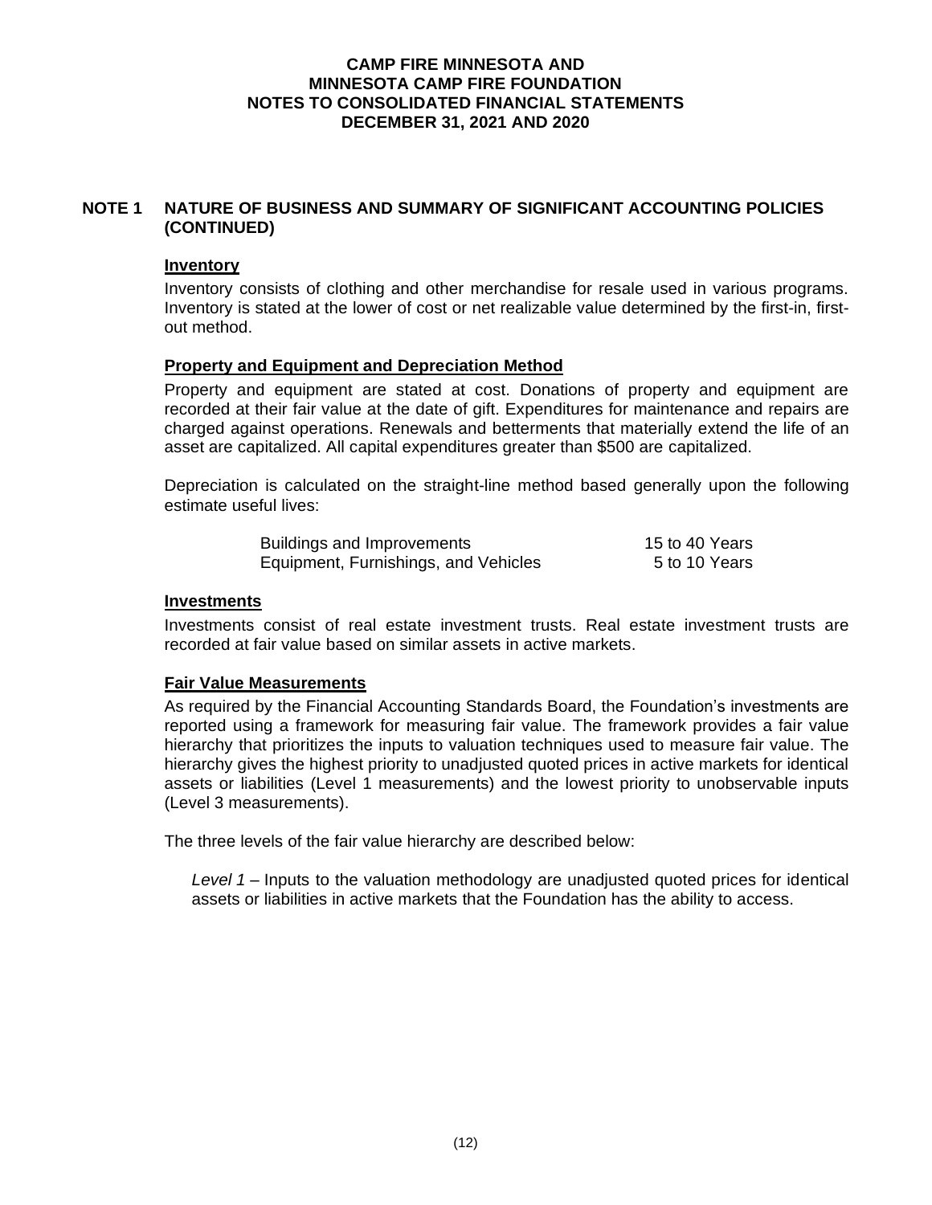**CAMP FIRE MINNESOTA AND**
**MINNESOTA CAMP FIRE FOUNDATION**
**NOTES TO CONSOLIDATED FINANCIAL STATEMENTS**
**DECEMBER 31, 2021 AND 2020**

## NOTE 1 NATURE OF BUSINESS AND SUMMARY OF SIGNIFICANT ACCOUNTING POLICIES (CONTINUED)

### Inventory

Inventory consists of clothing and other merchandise for resale used in various programs. Inventory is stated at the lower of cost or net realizable value determined by the first-in, first-out method.

### Property and Equipment and Depreciation Method

Property and equipment are stated at cost. Donations of property and equipment are recorded at their fair value at the date of gift. Expenditures for maintenance and repairs are charged against operations. Renewals and betterments that materially extend the life of an asset are capitalized. All capital expenditures greater than $500 are capitalized.

Depreciation is calculated on the straight-line method based generally upon the following estimate useful lives:

| | |
|---|---|
| Buildings and Improvements | 15 to 40 Years |
| Equipment, Furnishings, and Vehicles | 5 to 10 Years |

### Investments

Investments consist of real estate investment trusts. Real estate investment trusts are recorded at fair value based on similar assets in active markets.

### Fair Value Measurements

As required by the Financial Accounting Standards Board, the Foundation's investments are reported using a framework for measuring fair value. The framework provides a fair value hierarchy that prioritizes the inputs to valuation techniques used to measure fair value. The hierarchy gives the highest priority to unadjusted quoted prices in active markets for identical assets or liabilities (Level 1 measurements) and the lowest priority to unobservable inputs (Level 3 measurements).

The three levels of the fair value hierarchy are described below:

*Level 1* – Inputs to the valuation methodology are unadjusted quoted prices for identical assets or liabilities in active markets that the Foundation has the ability to access.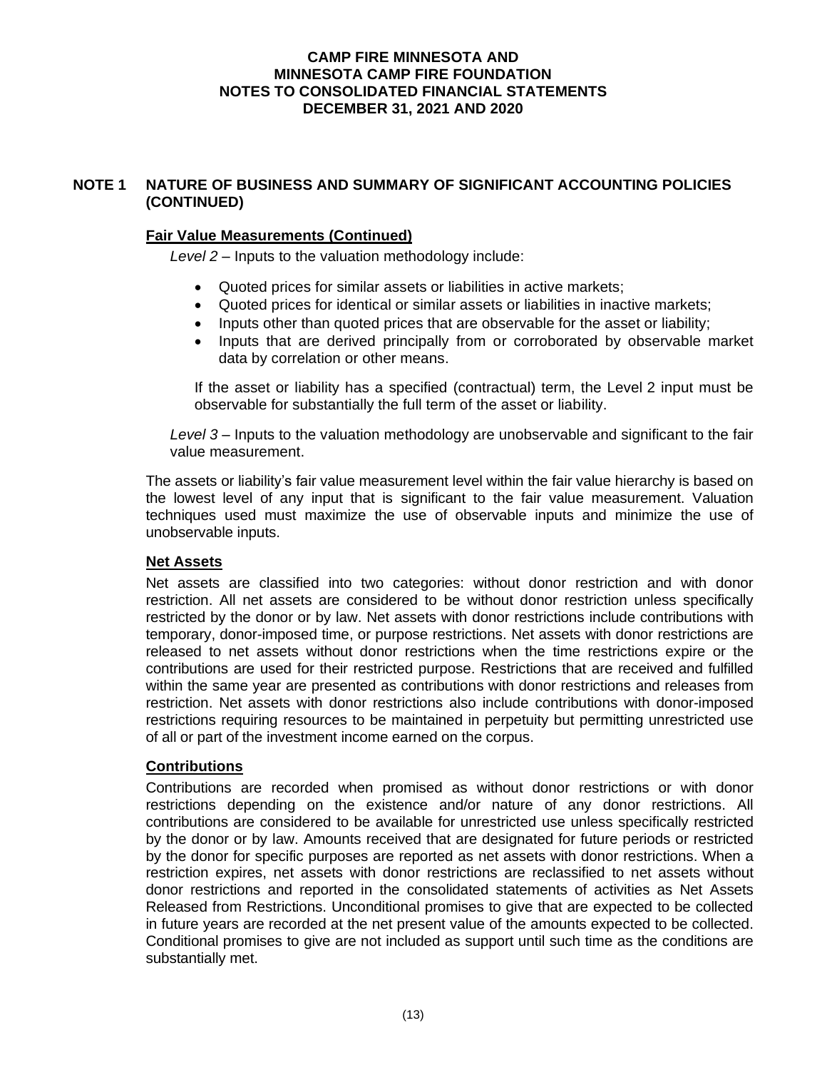## NOTE 1 NATURE OF BUSINESS AND SUMMARY OF SIGNIFICANT ACCOUNTING POLICIES (CONTINUED)

### Fair Value Measurements (Continued)

*Level 2* – Inputs to the valuation methodology include:

- Quoted prices for similar assets or liabilities in active markets;
- Quoted prices for identical or similar assets or liabilities in inactive markets;
- Inputs other than quoted prices that are observable for the asset or liability;
- Inputs that are derived principally from or corroborated by observable market data by correlation or other means.

If the asset or liability has a specified (contractual) term, the Level 2 input must be observable for substantially the full term of the asset or liability.

*Level 3* – Inputs to the valuation methodology are unobservable and significant to the fair value measurement.

The assets or liability's fair value measurement level within the fair value hierarchy is based on the lowest level of any input that is significant to the fair value measurement. Valuation techniques used must maximize the use of observable inputs and minimize the use of unobservable inputs.

### Net Assets

Net assets are classified into two categories: without donor restriction and with donor restriction. All net assets are considered to be without donor restriction unless specifically restricted by the donor or by law. Net assets with donor restrictions include contributions with temporary, donor-imposed time, or purpose restrictions. Net assets with donor restrictions are released to net assets without donor restrictions when the time restrictions expire or the contributions are used for their restricted purpose. Restrictions that are received and fulfilled within the same year are presented as contributions with donor restrictions and releases from restriction. Net assets with donor restrictions also include contributions with donor-imposed restrictions requiring resources to be maintained in perpetuity but permitting unrestricted use of all or part of the investment income earned on the corpus.

### Contributions

Contributions are recorded when promised as without donor restrictions or with donor restrictions depending on the existence and/or nature of any donor restrictions. All contributions are considered to be available for unrestricted use unless specifically restricted by the donor or by law. Amounts received that are designated for future periods or restricted by the donor for specific purposes are reported as net assets with donor restrictions. When a restriction expires, net assets with donor restrictions are reclassified to net assets without donor restrictions and reported in the consolidated statements of activities as Net Assets Released from Restrictions. Unconditional promises to give that are expected to be collected in future years are recorded at the net present value of the amounts expected to be collected. Conditional promises to give are not included as support until such time as the conditions are substantially met.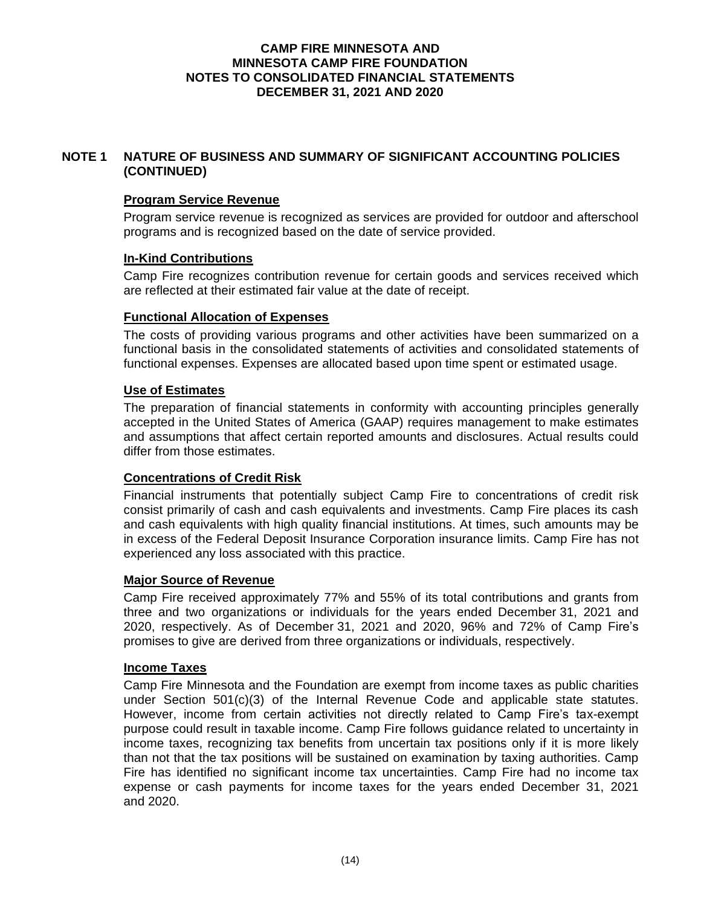## NOTE 1 NATURE OF BUSINESS AND SUMMARY OF SIGNIFICANT ACCOUNTING POLICIES (CONTINUED)

### Program Service Revenue

Program service revenue is recognized as services are provided for outdoor and afterschool programs and is recognized based on the date of service provided.

### In-Kind Contributions

Camp Fire recognizes contribution revenue for certain goods and services received which are reflected at their estimated fair value at the date of receipt.

### Functional Allocation of Expenses

The costs of providing various programs and other activities have been summarized on a functional basis in the consolidated statements of activities and consolidated statements of functional expenses. Expenses are allocated based upon time spent or estimated usage.

### Use of Estimates

The preparation of financial statements in conformity with accounting principles generally accepted in the United States of America (GAAP) requires management to make estimates and assumptions that affect certain reported amounts and disclosures. Actual results could differ from those estimates.

### Concentrations of Credit Risk

Financial instruments that potentially subject Camp Fire to concentrations of credit risk consist primarily of cash and cash equivalents and investments. Camp Fire places its cash and cash equivalents with high quality financial institutions. At times, such amounts may be in excess of the Federal Deposit Insurance Corporation insurance limits. Camp Fire has not experienced any loss associated with this practice.

### Major Source of Revenue

Camp Fire received approximately 77% and 55% of its total contributions and grants from three and two organizations or individuals for the years ended December 31, 2021 and 2020, respectively. As of December 31, 2021 and 2020, 96% and 72% of Camp Fire's promises to give are derived from three organizations or individuals, respectively.

### Income Taxes

Camp Fire Minnesota and the Foundation are exempt from income taxes as public charities under Section 501(c)(3) of the Internal Revenue Code and applicable state statutes. However, income from certain activities not directly related to Camp Fire's tax-exempt purpose could result in taxable income. Camp Fire follows guidance related to uncertainty in income taxes, recognizing tax benefits from uncertain tax positions only if it is more likely than not that the tax positions will be sustained on examination by taxing authorities. Camp Fire has identified no significant income tax uncertainties. Camp Fire had no income tax expense or cash payments for income taxes for the years ended December 31, 2021 and 2020.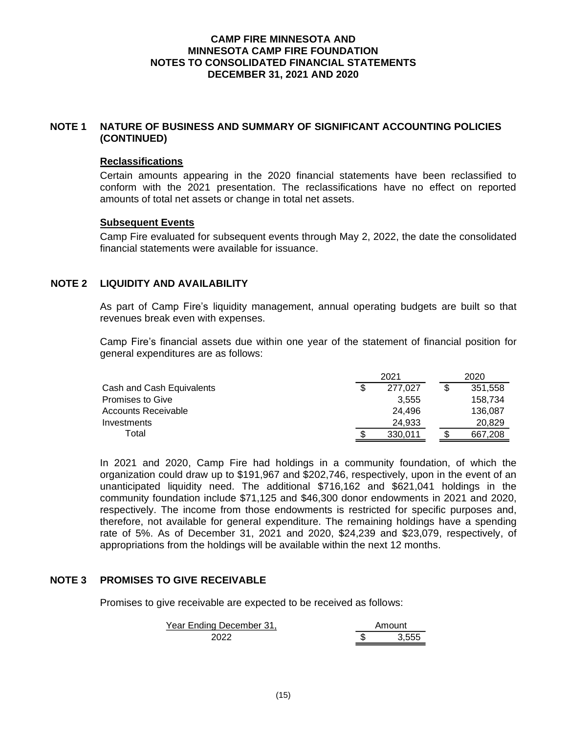# CAMP FIRE MINNESOTA AND MINNESOTA CAMP FIRE FOUNDATION NOTES TO CONSOLIDATED FINANCIAL STATEMENTS DECEMBER 31, 2021 AND 2020

## NOTE 1 NATURE OF BUSINESS AND SUMMARY OF SIGNIFICANT ACCOUNTING POLICIES (CONTINUED)

### Reclassifications

Certain amounts appearing in the 2020 financial statements have been reclassified to conform with the 2021 presentation. The reclassifications have no effect on reported amounts of total net assets or change in total net assets.

### Subsequent Events

Camp Fire evaluated for subsequent events through May 2, 2022, the date the consolidated financial statements were available for issuance.

## NOTE 2 LIQUIDITY AND AVAILABILITY

As part of Camp Fire's liquidity management, annual operating budgets are built so that revenues break even with expenses.

Camp Fire's financial assets due within one year of the statement of financial position for general expenditures are as follows:

| | 2021 | 2020 |
|---|---|---|
| Cash and Cash Equivalents | $ 277,027 | $ 351,558 |
| Promises to Give | 3,555 | 158,734 |
| Accounts Receivable | 24,496 | 136,087 |
| Investments | 24,933 | 20,829 |
| Total | $ 330,011 | $ 667,208 |

In 2021 and 2020, Camp Fire had holdings in a community foundation, of which the organization could draw up to $191,967 and $202,746, respectively, upon in the event of an unanticipated liquidity need. The additional $716,162 and $621,041 holdings in the community foundation include $71,125 and $46,300 donor endowments in 2021 and 2020, respectively. The income from those endowments is restricted for specific purposes and, therefore, not available for general expenditure. The remaining holdings have a spending rate of 5%. As of December 31, 2021 and 2020, $24,239 and $23,079, respectively, of appropriations from the holdings will be available within the next 12 months.

## NOTE 3 PROMISES TO GIVE RECEIVABLE

Promises to give receivable are expected to be received as follows:

| Year Ending December 31, | Amount |
|---|---|
| 2022 | $ 3,555 |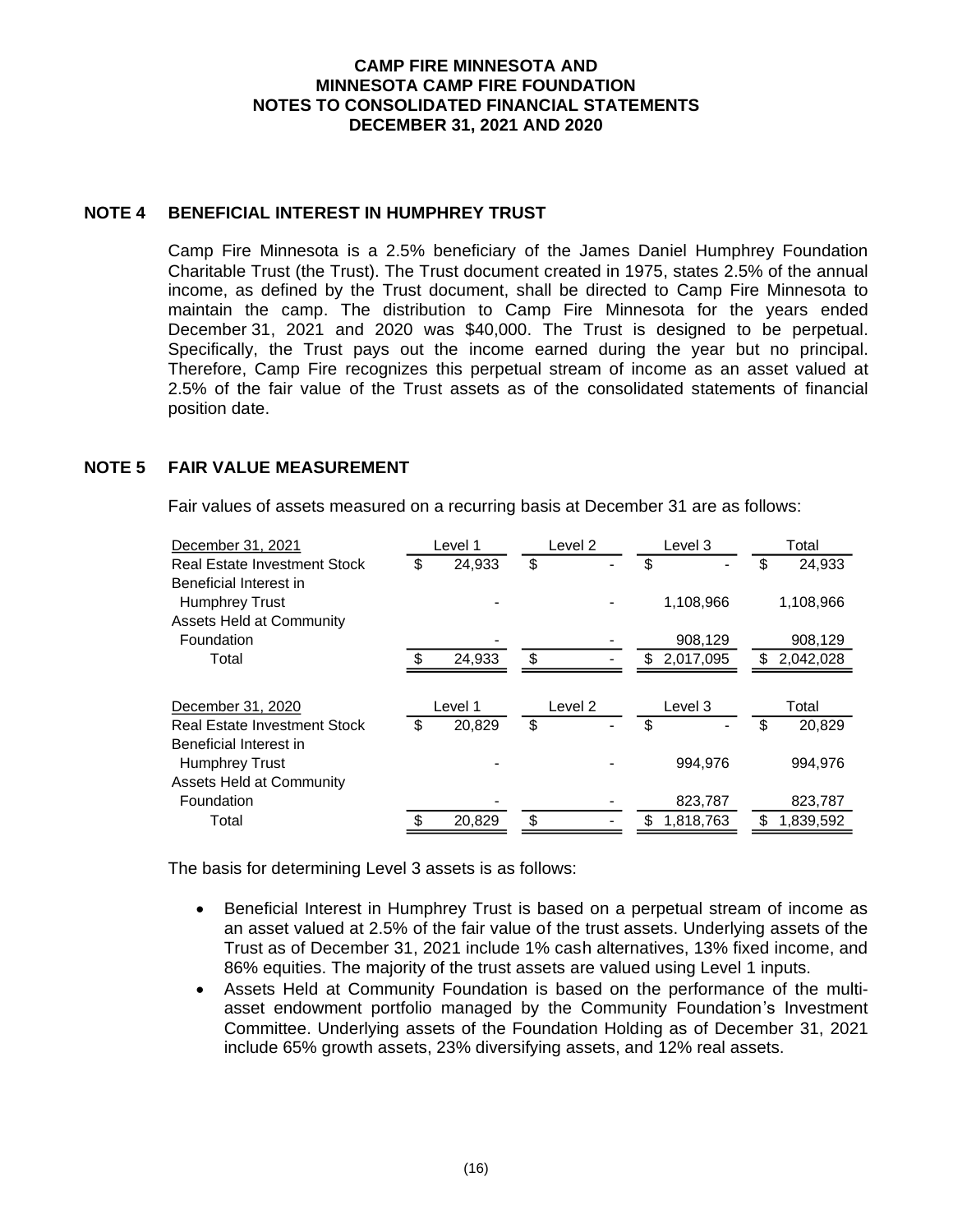## NOTE 4 BENEFICIAL INTEREST IN HUMPHREY TRUST

Camp Fire Minnesota is a 2.5% beneficiary of the James Daniel Humphrey Foundation Charitable Trust (the Trust). The Trust document created in 1975, states 2.5% of the annual income, as defined by the Trust document, shall be directed to Camp Fire Minnesota to maintain the camp. The distribution to Camp Fire Minnesota for the years ended December 31, 2021 and 2020 was $40,000. The Trust is designed to be perpetual. Specifically, the Trust pays out the income earned during the year but no principal. Therefore, Camp Fire recognizes this perpetual stream of income as an asset valued at 2.5% of the fair value of the Trust assets as of the consolidated statements of financial position date.

## NOTE 5 FAIR VALUE MEASUREMENT

Fair values of assets measured on a recurring basis at December 31 are as follows:

| December 31, 2021 | Level 1 | Level 2 | Level 3 | Total |
|---|---|---|---|---|
| Real Estate Investment Stock | $ 24,933 | $ - | $ - | $ 24,933 |
| Beneficial Interest in Humphrey Trust | - | - | 1,108,966 | 1,108,966 |
| Assets Held at Community Foundation | - | - | 908,129 | 908,129 |
| Total | $ 24,933 | $ - | $ 2,017,095 | $ 2,042,028 |

| December 31, 2020 | Level 1 | Level 2 | Level 3 | Total |
|---|---|---|---|---|
| Real Estate Investment Stock | $ 20,829 | $ - | $ - | $ 20,829 |
| Beneficial Interest in Humphrey Trust | - | - | 994,976 | 994,976 |
| Assets Held at Community Foundation | - | - | 823,787 | 823,787 |
| Total | $ 20,829 | $ - | $ 1,818,763 | $ 1,839,592 |

The basis for determining Level 3 assets is as follows:

- Beneficial Interest in Humphrey Trust is based on a perpetual stream of income as an asset valued at 2.5% of the fair value of the trust assets. Underlying assets of the Trust as of December 31, 2021 include 1% cash alternatives, 13% fixed income, and 86% equities. The majority of the trust assets are valued using Level 1 inputs.
- Assets Held at Community Foundation is based on the performance of the multi-asset endowment portfolio managed by the Community Foundation's Investment Committee. Underlying assets of the Foundation Holding as of December 31, 2021 include 65% growth assets, 23% diversifying assets, and 12% real assets.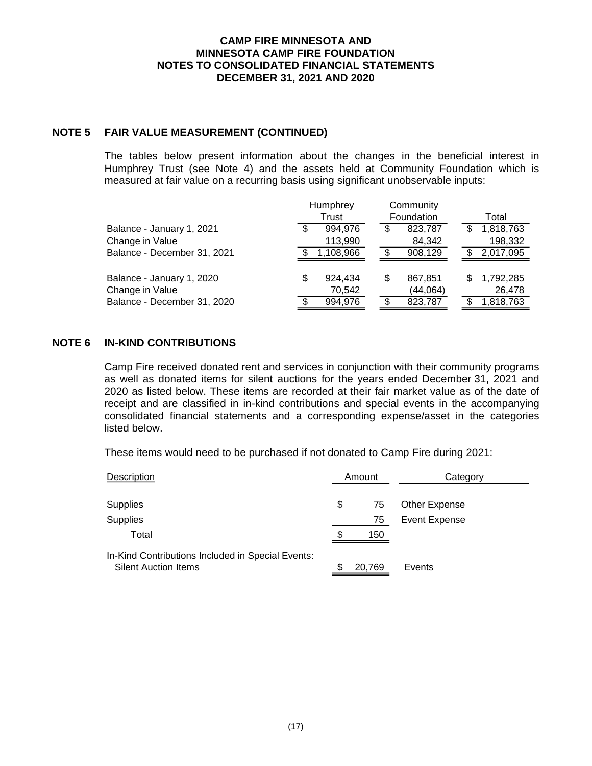**CAMP FIRE MINNESOTA AND**
**MINNESOTA CAMP FIRE FOUNDATION**
**NOTES TO CONSOLIDATED FINANCIAL STATEMENTS**
**DECEMBER 31, 2021 AND 2020**

## NOTE 5 FAIR VALUE MEASUREMENT (CONTINUED)

The tables below present information about the changes in the beneficial interest in Humphrey Trust (see Note 4) and the assets held at Community Foundation which is measured at fair value on a recurring basis using significant unobservable inputs:

| | Humphrey Trust | Community Foundation | Total |
|---|---|---|---|
| Balance - January 1, 2021 | $ 994,976 | $ 823,787 | $ 1,818,763 |
| Change in Value | 113,990 | 84,342 | 198,332 |
| Balance - December 31, 2021 | $ 1,108,966 | $ 908,129 | $ 2,017,095 |
| | | | |
| Balance - January 1, 2020 | $ 924,434 | $ 867,851 | $ 1,792,285 |
| Change in Value | 70,542 | (44,064) | 26,478 |
| Balance - December 31, 2020 | $ 994,976 | $ 823,787 | $ 1,818,763 |

## NOTE 6 IN-KIND CONTRIBUTIONS

Camp Fire received donated rent and services in conjunction with their community programs as well as donated items for silent auctions for the years ended December 31, 2021 and 2020 as listed below. These items are recorded at their fair market value as of the date of receipt and are classified in in-kind contributions and special events in the accompanying consolidated financial statements and a corresponding expense/asset in the categories listed below.

These items would need to be purchased if not donated to Camp Fire during 2021:

| Description | Amount | Category |
|---|---|---|
| Supplies | $ 75 | Other Expense |
| Supplies | 75 | Event Expense |
| Total | $ 150 | |
| In-Kind Contributions Included in Special Events: Silent Auction Items | $ 20,769 | Events |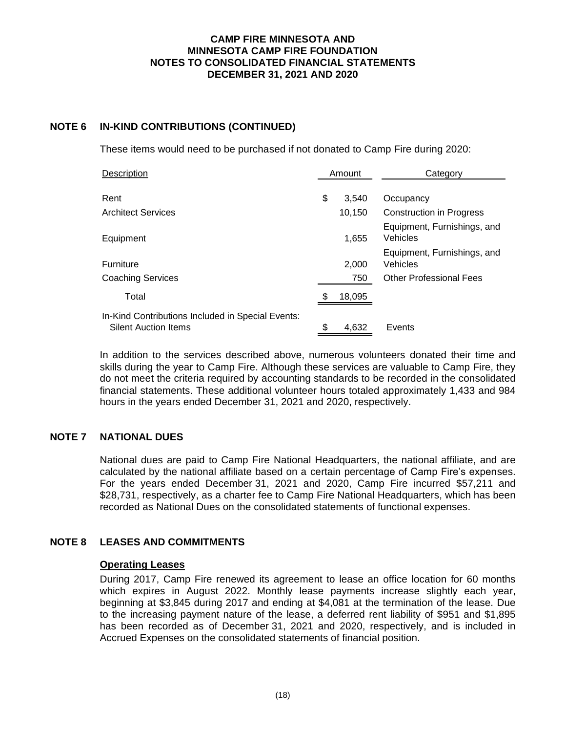## NOTE 6 IN-KIND CONTRIBUTIONS (CONTINUED)

These items would need to be purchased if not donated to Camp Fire during 2020:

| Description | Amount | Category |
|---|---|---|
| Rent | $ 3,540 | Occupancy |
| Architect Services | 10,150 | Construction in Progress |
| Equipment | 1,655 | Equipment, Furnishings, and Vehicles |
| Furniture | 2,000 | Equipment, Furnishings, and Vehicles |
| Coaching Services | 750 | Other Professional Fees |
| Total | $ 18,095 | |
| In-Kind Contributions Included in Special Events: Silent Auction Items | $ 4,632 | Events |

In addition to the services described above, numerous volunteers donated their time and skills during the year to Camp Fire. Although these services are valuable to Camp Fire, they do not meet the criteria required by accounting standards to be recorded in the consolidated financial statements. These additional volunteer hours totaled approximately 1,433 and 984 hours in the years ended December 31, 2021 and 2020, respectively.

## NOTE 7 NATIONAL DUES

National dues are paid to Camp Fire National Headquarters, the national affiliate, and are calculated by the national affiliate based on a certain percentage of Camp Fire's expenses. For the years ended December 31, 2021 and 2020, Camp Fire incurred $57,211 and $28,731, respectively, as a charter fee to Camp Fire National Headquarters, which has been recorded as National Dues on the consolidated statements of functional expenses.

## NOTE 8 LEASES AND COMMITMENTS

### Operating Leases

During 2017, Camp Fire renewed its agreement to lease an office location for 60 months which expires in August 2022. Monthly lease payments increase slightly each year, beginning at $3,845 during 2017 and ending at $4,081 at the termination of the lease. Due to the increasing payment nature of the lease, a deferred rent liability of $951 and $1,895 has been recorded as of December 31, 2021 and 2020, respectively, and is included in Accrued Expenses on the consolidated statements of financial position.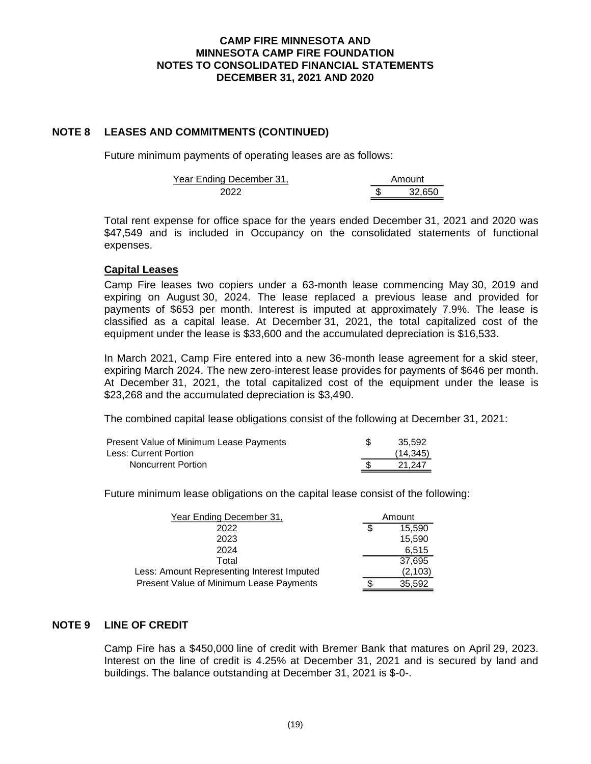## NOTE 8 LEASES AND COMMITMENTS (CONTINUED)

Future minimum payments of operating leases are as follows:

| Year Ending December 31, | Amount |
|---|---|
| 2022 | $ 32,650 |

Total rent expense for office space for the years ended December 31, 2021 and 2020 was $47,549 and is included in Occupancy on the consolidated statements of functional expenses.

### Capital Leases

Camp Fire leases two copiers under a 63-month lease commencing May 30, 2019 and expiring on August 30, 2024. The lease replaced a previous lease and provided for payments of $653 per month. Interest is imputed at approximately 7.9%. The lease is classified as a capital lease. At December 31, 2021, the total capitalized cost of the equipment under the lease is $33,600 and the accumulated depreciation is $16,533.

In March 2021, Camp Fire entered into a new 36-month lease agreement for a skid steer, expiring March 2024. The new zero-interest lease provides for payments of $646 per month. At December 31, 2021, the total capitalized cost of the equipment under the lease is $23,268 and the accumulated depreciation is $3,490.

The combined capital lease obligations consist of the following at December 31, 2021:

| | |
|---|---|
| Present Value of Minimum Lease Payments | $ 35,592 |
| Less: Current Portion | (14,345) |
| Noncurrent Portion | $ 21,247 |

Future minimum lease obligations on the capital lease consist of the following:

| Year Ending December 31, | Amount |
|---|---|
| 2022 | $ 15,590 |
| 2023 | 15,590 |
| 2024 | 6,515 |
| Total | 37,695 |
| Less: Amount Representing Interest Imputed | (2,103) |
| Present Value of Minimum Lease Payments | $ 35,592 |

## NOTE 9 LINE OF CREDIT

Camp Fire has a $450,000 line of credit with Bremer Bank that matures on April 29, 2023. Interest on the line of credit is 4.25% at December 31, 2021 and is secured by land and buildings. The balance outstanding at December 31, 2021 is $-0-.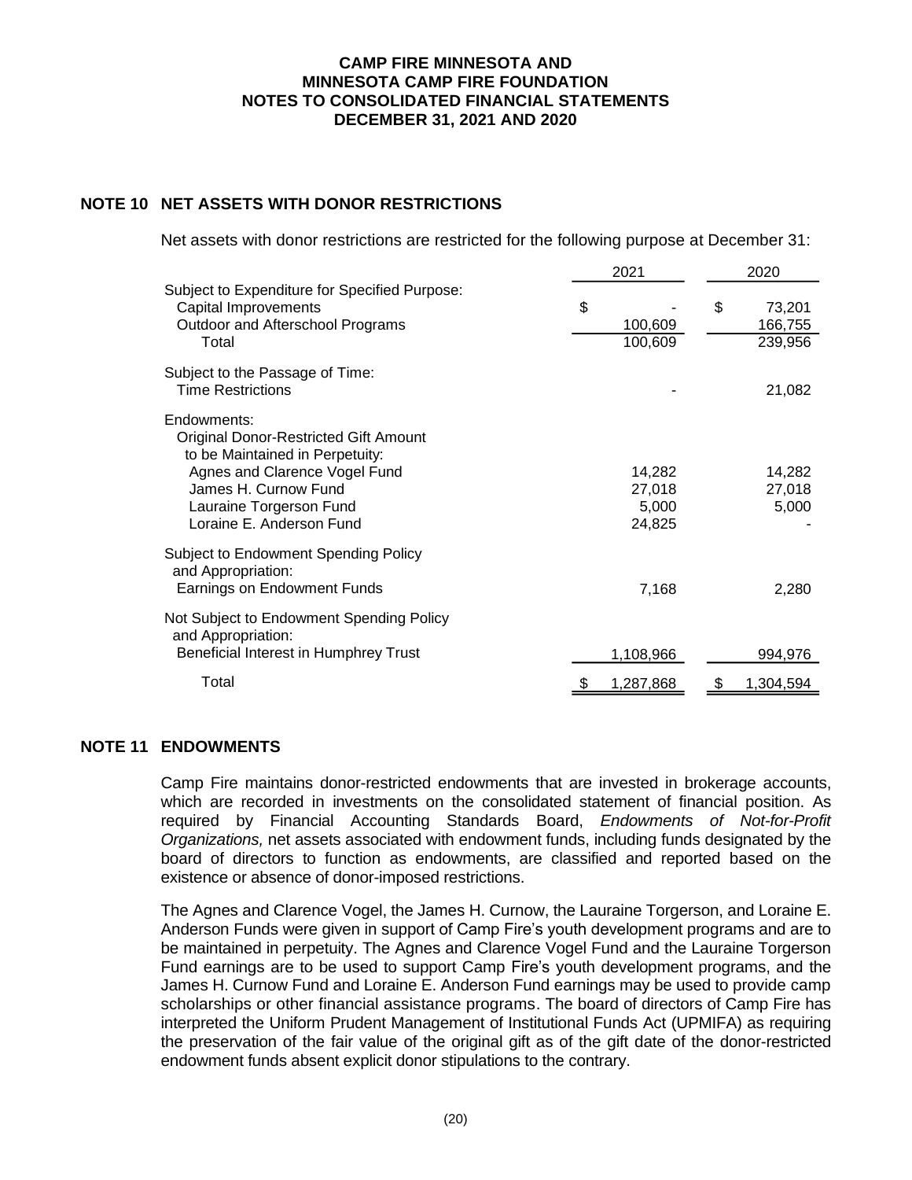# CAMP FIRE MINNESOTA AND MINNESOTA CAMP FIRE FOUNDATION NOTES TO CONSOLIDATED FINANCIAL STATEMENTS DECEMBER 31, 2021 AND 2020

## NOTE 10 NET ASSETS WITH DONOR RESTRICTIONS

Net assets with donor restrictions are restricted for the following purpose at December 31:

| | 2021 | 2020 |
|---|---|---|
| Subject to Expenditure for Specified Purpose: | | |
| Capital Improvements | $ - | $ 73,201 |
| Outdoor and Afterschool Programs | 100,609 | 166,755 |
| Total | 100,609 | 239,956 |
| Subject to the Passage of Time: | | |
| Time Restrictions | - | 21,082 |
| Endowments: | | |
| Original Donor-Restricted Gift Amount to be Maintained in Perpetuity: | | |
| Agnes and Clarence Vogel Fund | 14,282 | 14,282 |
| James H. Curnow Fund | 27,018 | 27,018 |
| Lauraine Torgerson Fund | 5,000 | 5,000 |
| Loraine E. Anderson Fund | 24,825 | - |
| Subject to Endowment Spending Policy and Appropriation: | | |
| Earnings on Endowment Funds | 7,168 | 2,280 |
| Not Subject to Endowment Spending Policy and Appropriation: | | |
| Beneficial Interest in Humphrey Trust | 1,108,966 | 994,976 |
| Total | $ 1,287,868 | $ 1,304,594 |

## NOTE 11 ENDOWMENTS

Camp Fire maintains donor-restricted endowments that are invested in brokerage accounts, which are recorded in investments on the consolidated statement of financial position. As required by Financial Accounting Standards Board, *Endowments of Not-for-Profit Organizations,* net assets associated with endowment funds, including funds designated by the board of directors to function as endowments, are classified and reported based on the existence or absence of donor-imposed restrictions.

The Agnes and Clarence Vogel, the James H. Curnow, the Lauraine Torgerson, and Loraine E. Anderson Funds were given in support of Camp Fire's youth development programs and are to be maintained in perpetuity. The Agnes and Clarence Vogel Fund and the Lauraine Torgerson Fund earnings are to be used to support Camp Fire's youth development programs, and the James H. Curnow Fund and Loraine E. Anderson Fund earnings may be used to provide camp scholarships or other financial assistance programs. The board of directors of Camp Fire has interpreted the Uniform Prudent Management of Institutional Funds Act (UPMIFA) as requiring the preservation of the fair value of the original gift as of the gift date of the donor-restricted endowment funds absent explicit donor stipulations to the contrary.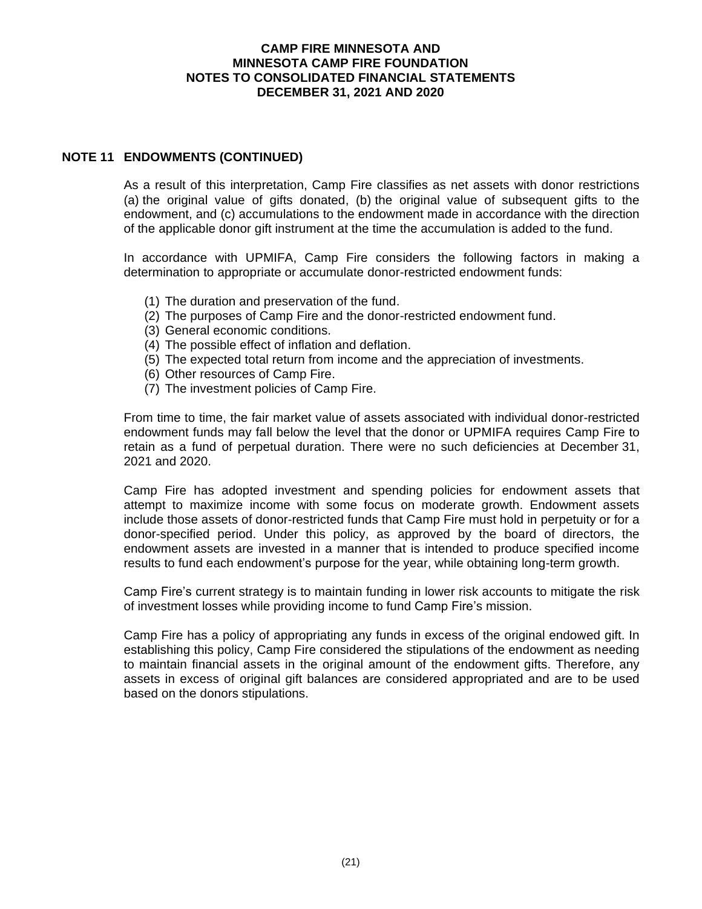## NOTE 11 ENDOWMENTS (CONTINUED)

As a result of this interpretation, Camp Fire classifies as net assets with donor restrictions (a) the original value of gifts donated, (b) the original value of subsequent gifts to the endowment, and (c) accumulations to the endowment made in accordance with the direction of the applicable donor gift instrument at the time the accumulation is added to the fund.

In accordance with UPMIFA, Camp Fire considers the following factors in making a determination to appropriate or accumulate donor-restricted endowment funds:

(1) The duration and preservation of the fund.
(2) The purposes of Camp Fire and the donor-restricted endowment fund.
(3) General economic conditions.
(4) The possible effect of inflation and deflation.
(5) The expected total return from income and the appreciation of investments.
(6) Other resources of Camp Fire.
(7) The investment policies of Camp Fire.

From time to time, the fair market value of assets associated with individual donor-restricted endowment funds may fall below the level that the donor or UPMIFA requires Camp Fire to retain as a fund of perpetual duration. There were no such deficiencies at December 31, 2021 and 2020.

Camp Fire has adopted investment and spending policies for endowment assets that attempt to maximize income with some focus on moderate growth. Endowment assets include those assets of donor-restricted funds that Camp Fire must hold in perpetuity or for a donor-specified period. Under this policy, as approved by the board of directors, the endowment assets are invested in a manner that is intended to produce specified income results to fund each endowment's purpose for the year, while obtaining long-term growth.

Camp Fire's current strategy is to maintain funding in lower risk accounts to mitigate the risk of investment losses while providing income to fund Camp Fire's mission.

Camp Fire has a policy of appropriating any funds in excess of the original endowed gift. In establishing this policy, Camp Fire considered the stipulations of the endowment as needing to maintain financial assets in the original amount of the endowment gifts. Therefore, any assets in excess of original gift balances are considered appropriated and are to be used based on the donors stipulations.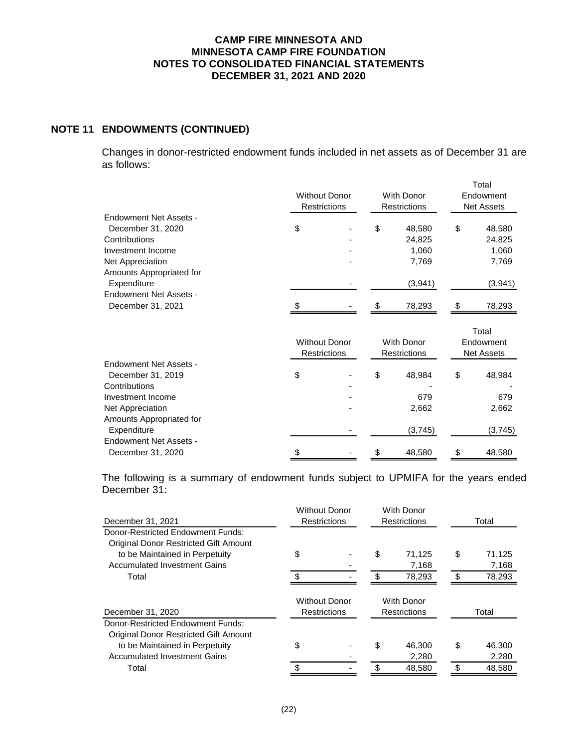**CAMP FIRE MINNESOTA AND**
**MINNESOTA CAMP FIRE FOUNDATION**
**NOTES TO CONSOLIDATED FINANCIAL STATEMENTS**
**DECEMBER 31, 2021 AND 2020**

## NOTE 11 ENDOWMENTS (CONTINUED)

Changes in donor-restricted endowment funds included in net assets as of December 31 are as follows:

| | Without Donor Restrictions | With Donor Restrictions | Total Endowment Net Assets |
|---|---|---|---|
| Endowment Net Assets - December 31, 2020 | $ - | $ 48,580 | $ 48,580 |
| Contributions | - | 24,825 | 24,825 |
| Investment Income | - | 1,060 | 1,060 |
| Net Appreciation | - | 7,769 | 7,769 |
| Amounts Appropriated for Expenditure | - | (3,941) | (3,941) |
| Endowment Net Assets - December 31, 2021 | $ - | $ 78,293 | $ 78,293 |

| | Without Donor Restrictions | With Donor Restrictions | Total Endowment Net Assets |
|---|---|---|---|
| Endowment Net Assets - December 31, 2019 | $ - | $ 48,984 | $ 48,984 |
| Contributions | - | - | - |
| Investment Income | - | 679 | 679 |
| Net Appreciation | - | 2,662 | 2,662 |
| Amounts Appropriated for Expenditure | - | (3,745) | (3,745) |
| Endowment Net Assets - December 31, 2020 | $ - | $ 48,580 | $ 48,580 |

The following is a summary of endowment funds subject to UPMIFA for the years ended December 31:

| December 31, 2021 | Without Donor Restrictions | With Donor Restrictions | Total |
|---|---|---|---|
| Donor-Restricted Endowment Funds: | | | |
| Original Donor Restricted Gift Amount to be Maintained in Perpetuity | $ - | $ 71,125 | $ 71,125 |
| Accumulated Investment Gains | - | 7,168 | 7,168 |
| Total | $ - | $ 78,293 | $ 78,293 |

| December 31, 2020 | Without Donor Restrictions | With Donor Restrictions | Total |
|---|---|---|---|
| Donor-Restricted Endowment Funds: | | | |
| Original Donor Restricted Gift Amount to be Maintained in Perpetuity | $ - | $ 46,300 | $ 46,300 |
| Accumulated Investment Gains | - | 2,280 | 2,280 |
| Total | $ - | $ 48,580 | $ 48,580 |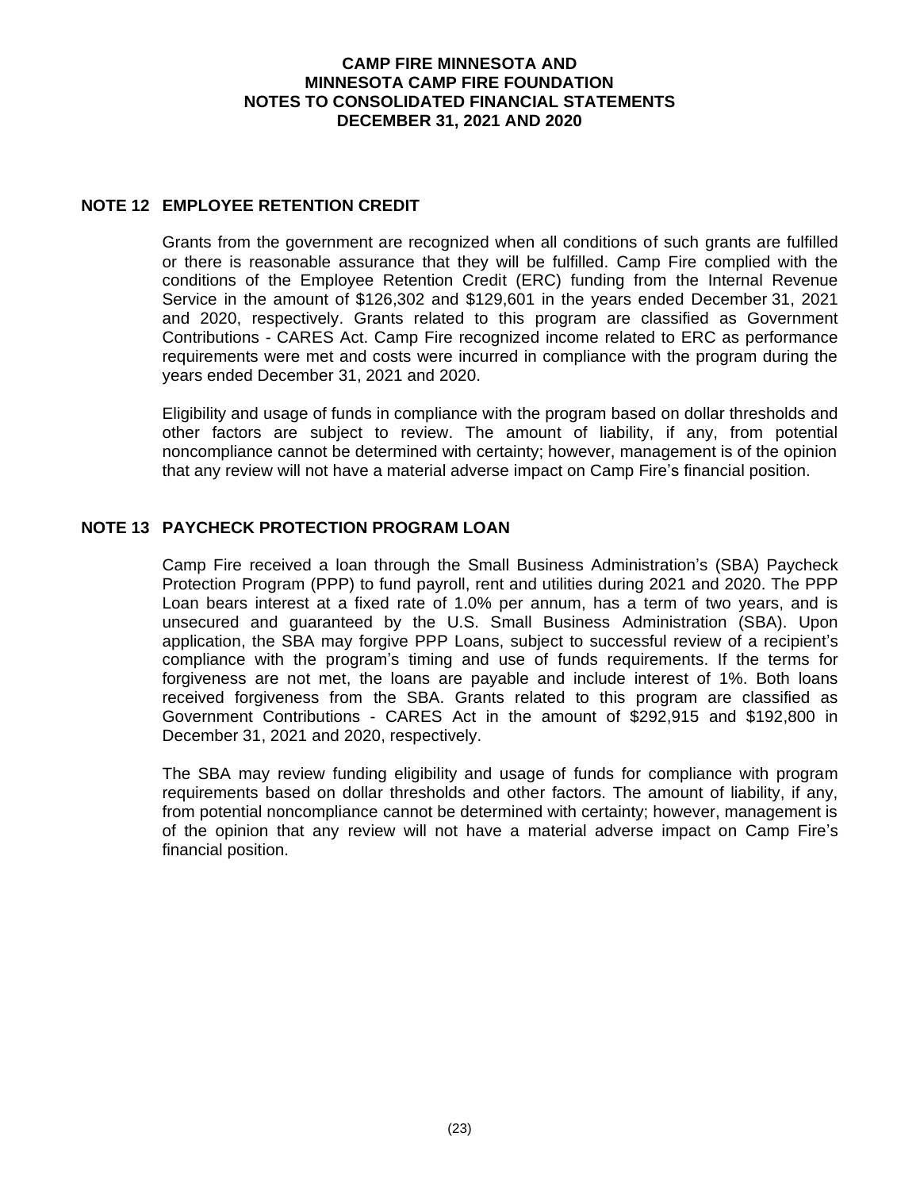## NOTE 12 EMPLOYEE RETENTION CREDIT

Grants from the government are recognized when all conditions of such grants are fulfilled or there is reasonable assurance that they will be fulfilled. Camp Fire complied with the conditions of the Employee Retention Credit (ERC) funding from the Internal Revenue Service in the amount of $126,302 and $129,601 in the years ended December 31, 2021 and 2020, respectively. Grants related to this program are classified as Government Contributions - CARES Act. Camp Fire recognized income related to ERC as performance requirements were met and costs were incurred in compliance with the program during the years ended December 31, 2021 and 2020.

Eligibility and usage of funds in compliance with the program based on dollar thresholds and other factors are subject to review. The amount of liability, if any, from potential noncompliance cannot be determined with certainty; however, management is of the opinion that any review will not have a material adverse impact on Camp Fire's financial position.

## NOTE 13 PAYCHECK PROTECTION PROGRAM LOAN

Camp Fire received a loan through the Small Business Administration's (SBA) Paycheck Protection Program (PPP) to fund payroll, rent and utilities during 2021 and 2020. The PPP Loan bears interest at a fixed rate of 1.0% per annum, has a term of two years, and is unsecured and guaranteed by the U.S. Small Business Administration (SBA). Upon application, the SBA may forgive PPP Loans, subject to successful review of a recipient's compliance with the program's timing and use of funds requirements. If the terms for forgiveness are not met, the loans are payable and include interest of 1%. Both loans received forgiveness from the SBA. Grants related to this program are classified as Government Contributions - CARES Act in the amount of $292,915 and $192,800 in December 31, 2021 and 2020, respectively.

The SBA may review funding eligibility and usage of funds for compliance with program requirements based on dollar thresholds and other factors. The amount of liability, if any, from potential noncompliance cannot be determined with certainty; however, management is of the opinion that any review will not have a material adverse impact on Camp Fire's financial position.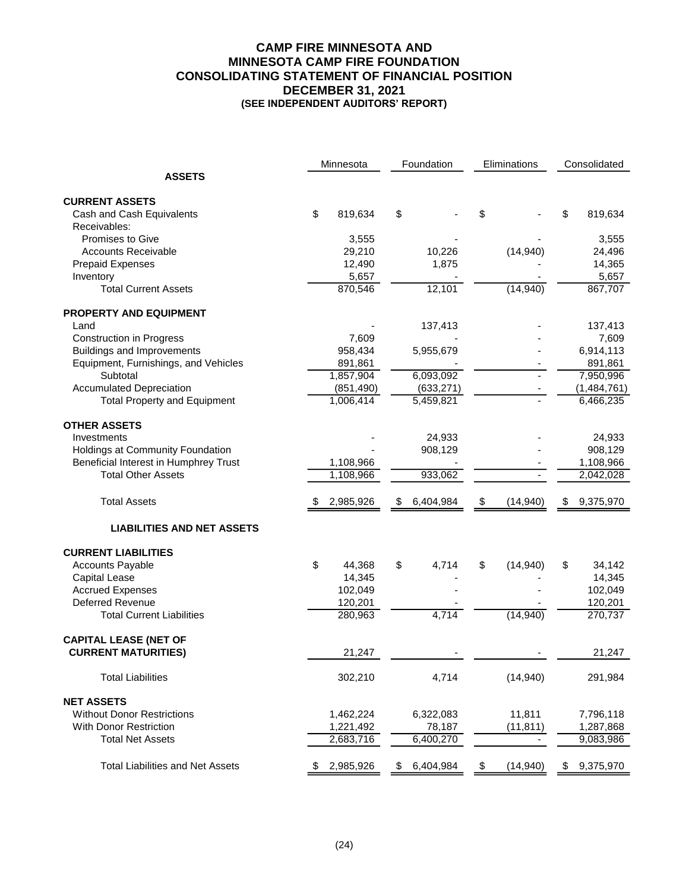# CAMP FIRE MINNESOTA AND MINNESOTA CAMP FIRE FOUNDATION
## CONSOLIDATING STATEMENT OF FINANCIAL POSITION
## DECEMBER 31, 2021
### (SEE INDEPENDENT AUDITORS' REPORT)

| | Minnesota | Foundation | Eliminations | Consolidated |
|---|---|---|---|---|
| **ASSETS** | | | | |
| **CURRENT ASSETS** | | | | |
| Cash and Cash Equivalents | $ 819,634 | $ - | $ - | $ 819,634 |
| Receivables: | | | | |
| Promises to Give | 3,555 | - | - | 3,555 |
| Accounts Receivable | 29,210 | 10,226 | (14,940) | 24,496 |
| Prepaid Expenses | 12,490 | 1,875 | - | 14,365 |
| Inventory | 5,657 | - | - | 5,657 |
| Total Current Assets | 870,546 | 12,101 | (14,940) | 867,707 |
| **PROPERTY AND EQUIPMENT** | | | | |
| Land | - | 137,413 | - | 137,413 |
| Construction in Progress | 7,609 | - | - | 7,609 |
| Buildings and Improvements | 958,434 | 5,955,679 | - | 6,914,113 |
| Equipment, Furnishings, and Vehicles | 891,861 | - | - | 891,861 |
| Subtotal | 1,857,904 | 6,093,092 | - | 7,950,996 |
| Accumulated Depreciation | (851,490) | (633,271) | - | (1,484,761) |
| Total Property and Equipment | 1,006,414 | 5,459,821 | - | 6,466,235 |
| **OTHER ASSETS** | | | | |
| Investments | - | 24,933 | - | 24,933 |
| Holdings at Community Foundation | - | 908,129 | - | 908,129 |
| Beneficial Interest in Humphrey Trust | 1,108,966 | - | - | 1,108,966 |
| Total Other Assets | 1,108,966 | 933,062 | - | 2,042,028 |
| Total Assets | $ 2,985,926 | $ 6,404,984 | $ (14,940) | $ 9,375,970 |
| **LIABILITIES AND NET ASSETS** | | | | |
| **CURRENT LIABILITIES** | | | | |
| Accounts Payable | $ 44,368 | $ 4,714 | $ (14,940) | $ 34,142 |
| Capital Lease | 14,345 | - | - | 14,345 |
| Accrued Expenses | 102,049 | - | - | 102,049 |
| Deferred Revenue | 120,201 | - | - | 120,201 |
| Total Current Liabilities | 280,963 | 4,714 | (14,940) | 270,737 |
| **CAPITAL LEASE (NET OF CURRENT MATURITIES)** | 21,247 | - | - | 21,247 |
| Total Liabilities | 302,210 | 4,714 | (14,940) | 291,984 |
| **NET ASSETS** | | | | |
| Without Donor Restrictions | 1,462,224 | 6,322,083 | 11,811 | 7,796,118 |
| With Donor Restriction | 1,221,492 | 78,187 | (11,811) | 1,287,868 |
| Total Net Assets | 2,683,716 | 6,400,270 | - | 9,083,986 |
| Total Liabilities and Net Assets | $ 2,985,926 | $ 6,404,984 | $ (14,940) | $ 9,375,970 |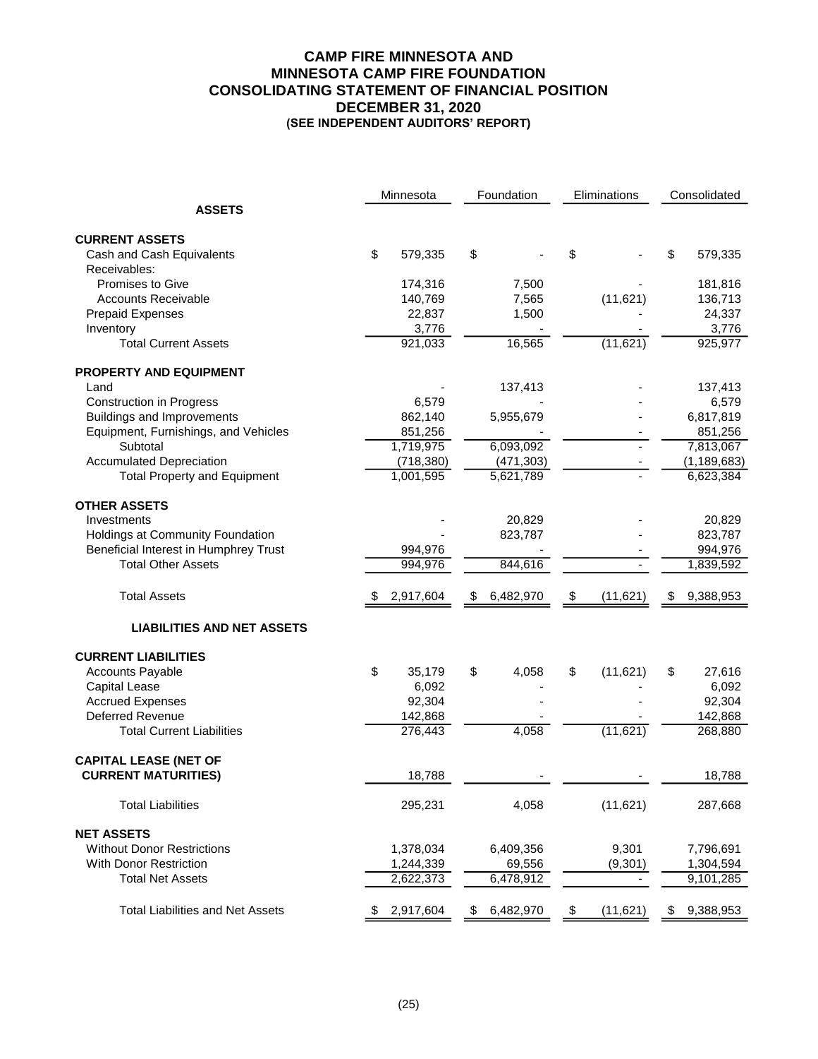# CAMP FIRE MINNESOTA AND MINNESOTA CAMP FIRE FOUNDATION
## CONSOLIDATING STATEMENT OF FINANCIAL POSITION
### DECEMBER 31, 2020
**(SEE INDEPENDENT AUDITORS' REPORT)**

| | Minnesota | Foundation | Eliminations | Consolidated |
|---|---|---|---|---|
| **ASSETS** | | | | |
| **CURRENT ASSETS** | | | | |
| Cash and Cash Equivalents | $ 579,335 | $ - | $ - | $ 579,335 |
| Receivables: | | | | |
| Promises to Give | 174,316 | 7,500 | - | 181,816 |
| Accounts Receivable | 140,769 | 7,565 | (11,621) | 136,713 |
| Prepaid Expenses | 22,837 | 1,500 | - | 24,337 |
| Inventory | 3,776 | - | - | 3,776 |
| Total Current Assets | 921,033 | 16,565 | (11,621) | 925,977 |
| **PROPERTY AND EQUIPMENT** | | | | |
| Land | - | 137,413 | - | 137,413 |
| Construction in Progress | 6,579 | - | - | 6,579 |
| Buildings and Improvements | 862,140 | 5,955,679 | - | 6,817,819 |
| Equipment, Furnishings, and Vehicles | 851,256 | - | - | 851,256 |
| Subtotal | 1,719,975 | 6,093,092 | - | 7,813,067 |
| Accumulated Depreciation | (718,380) | (471,303) | - | (1,189,683) |
| Total Property and Equipment | 1,001,595 | 5,621,789 | - | 6,623,384 |
| **OTHER ASSETS** | | | | |
| Investments | - | 20,829 | - | 20,829 |
| Holdings at Community Foundation | - | 823,787 | - | 823,787 |
| Beneficial Interest in Humphrey Trust | 994,976 | - | - | 994,976 |
| Total Other Assets | 994,976 | 844,616 | - | 1,839,592 |
| Total Assets | $ 2,917,604 | $ 6,482,970 | $ (11,621) | $ 9,388,953 |
| **LIABILITIES AND NET ASSETS** | | | | |
| **CURRENT LIABILITIES** | | | | |
| Accounts Payable | $ 35,179 | $ 4,058 | $ (11,621) | $ 27,616 |
| Capital Lease | 6,092 | - | - | 6,092 |
| Accrued Expenses | 92,304 | - | - | 92,304 |
| Deferred Revenue | 142,868 | - | - | 142,868 |
| Total Current Liabilities | 276,443 | 4,058 | (11,621) | 268,880 |
| **CAPITAL LEASE (NET OF CURRENT MATURITIES)** | 18,788 | - | - | 18,788 |
| Total Liabilities | 295,231 | 4,058 | (11,621) | 287,668 |
| **NET ASSETS** | | | | |
| Without Donor Restrictions | 1,378,034 | 6,409,356 | 9,301 | 7,796,691 |
| With Donor Restriction | 1,244,339 | 69,556 | (9,301) | 1,304,594 |
| Total Net Assets | 2,622,373 | 6,478,912 | - | 9,101,285 |
| Total Liabilities and Net Assets | $ 2,917,604 | $ 6,482,970 | $ (11,621) | $ 9,388,953 |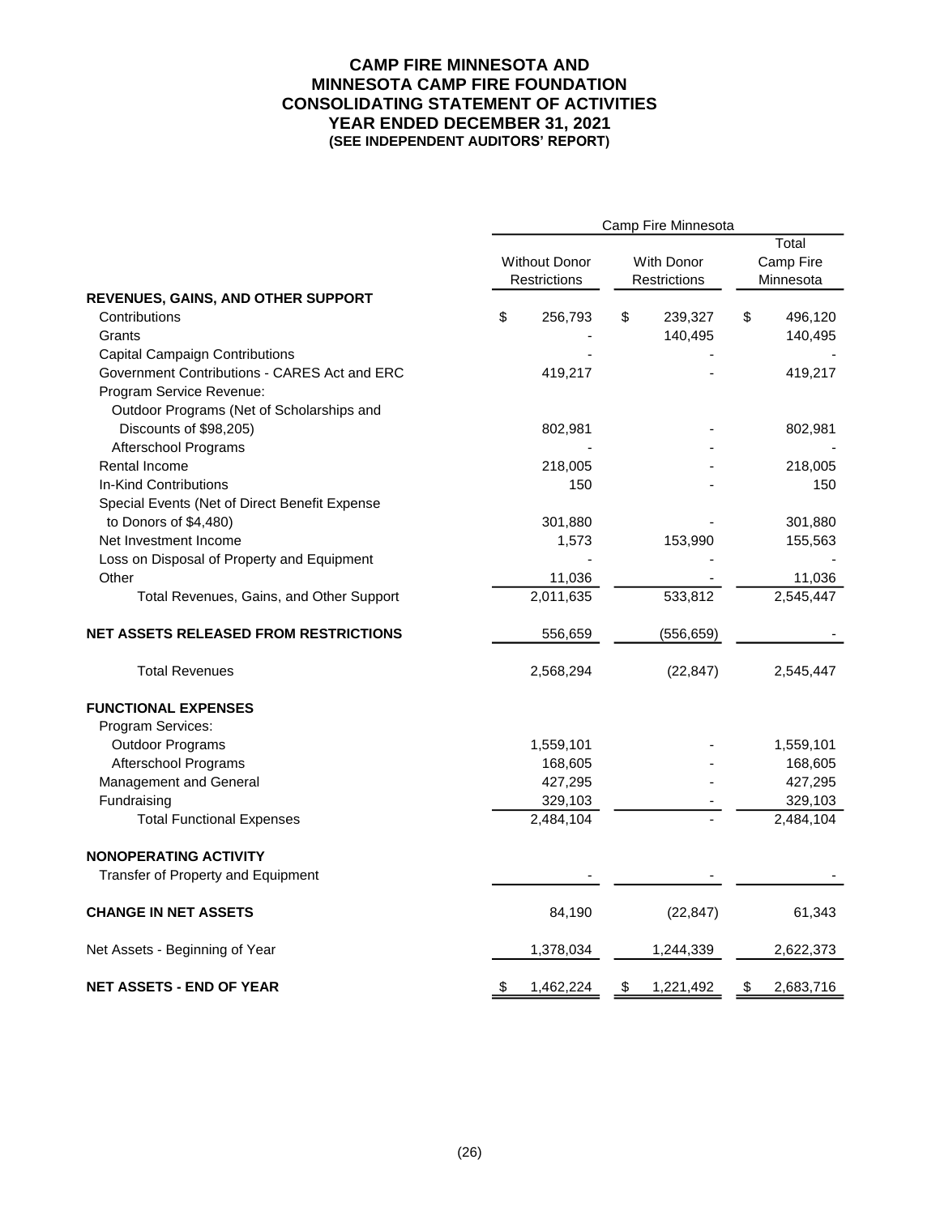# CAMP FIRE MINNESOTA AND MINNESOTA CAMP FIRE FOUNDATION
## CONSOLIDATING STATEMENT OF ACTIVITIES
## YEAR ENDED DECEMBER 31, 2021
### (SEE INDEPENDENT AUDITORS' REPORT)

| | Camp Fire Minnesota | | |
|---|---|---|---|
| | Without Donor Restrictions | With Donor Restrictions | Total Camp Fire Minnesota |
| **REVENUES, GAINS, AND OTHER SUPPORT** | | | |
| Contributions | $ 256,793 | $ 239,327 | $ 496,120 |
| Grants | - | 140,495 | 140,495 |
| Capital Campaign Contributions | - | - | - |
| Government Contributions - CARES Act and ERC | 419,217 | - | 419,217 |
| Program Service Revenue: | | | |
| Outdoor Programs (Net of Scholarships and Discounts of $98,205) | 802,981 | - | 802,981 |
| Afterschool Programs | - | - | - |
| Rental Income | 218,005 | - | 218,005 |
| In-Kind Contributions | 150 | - | 150 |
| Special Events (Net of Direct Benefit Expense to Donors of $4,480) | 301,880 | - | 301,880 |
| Net Investment Income | 1,573 | 153,990 | 155,563 |
| Loss on Disposal of Property and Equipment | - | - | - |
| Other | 11,036 | - | 11,036 |
| Total Revenues, Gains, and Other Support | 2,011,635 | 533,812 | 2,545,447 |
| **NET ASSETS RELEASED FROM RESTRICTIONS** | 556,659 | (556,659) | - |
| Total Revenues | 2,568,294 | (22,847) | 2,545,447 |
| **FUNCTIONAL EXPENSES** | | | |
| Program Services: | | | |
| Outdoor Programs | 1,559,101 | - | 1,559,101 |
| Afterschool Programs | 168,605 | - | 168,605 |
| Management and General | 427,295 | - | 427,295 |
| Fundraising | 329,103 | - | 329,103 |
| Total Functional Expenses | 2,484,104 | - | 2,484,104 |
| **NONOPERATING ACTIVITY** | | | |
| Transfer of Property and Equipment | - | - | - |
| **CHANGE IN NET ASSETS** | 84,190 | (22,847) | 61,343 |
| Net Assets - Beginning of Year | 1,378,034 | 1,244,339 | 2,622,373 |
| **NET ASSETS - END OF YEAR** | $ 1,462,224 | $ 1,221,492 | $ 2,683,716 |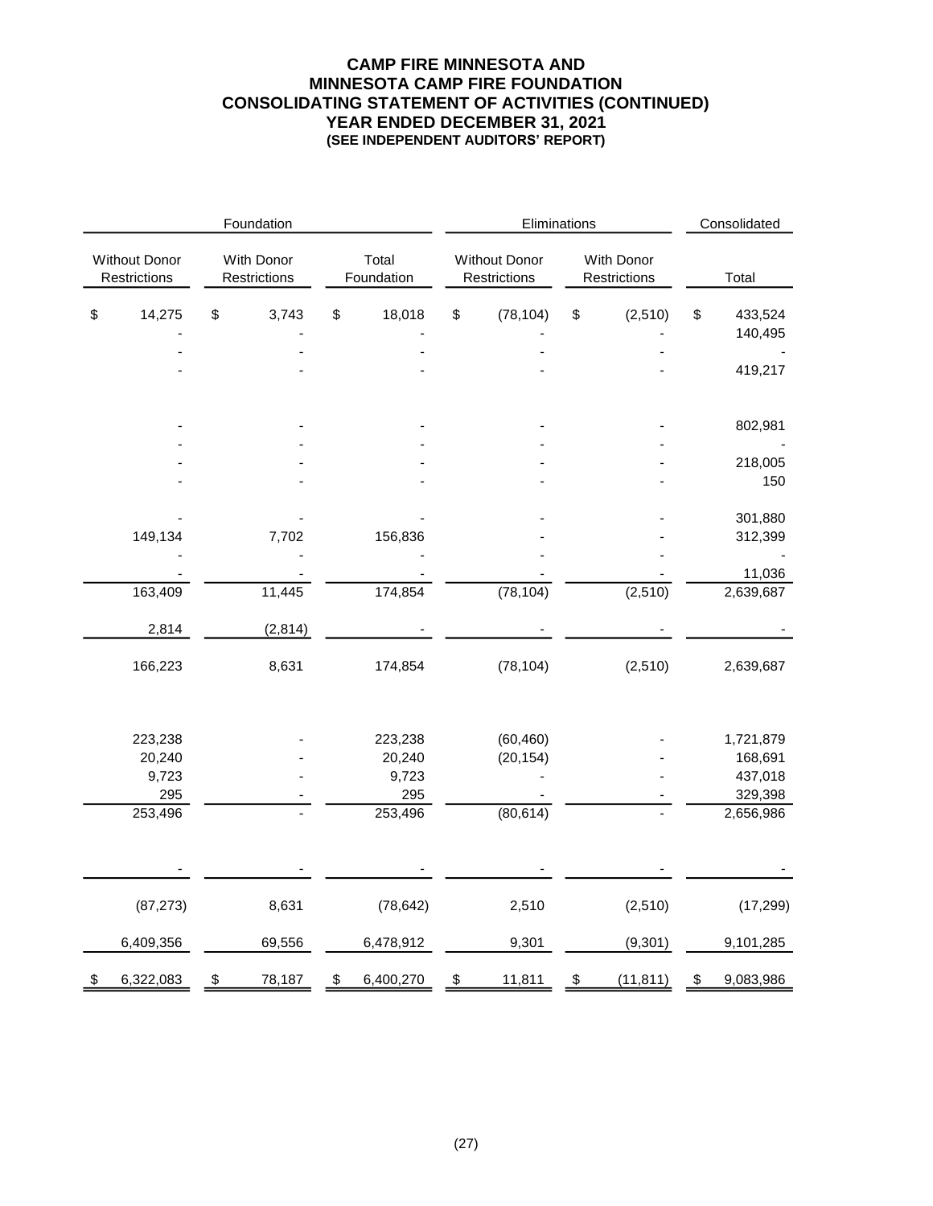# CAMP FIRE MINNESOTA AND MINNESOTA CAMP FIRE FOUNDATION
## CONSOLIDATING STATEMENT OF ACTIVITIES (CONTINUED)
### YEAR ENDED DECEMBER 31, 2021
**(SEE INDEPENDENT AUDITORS' REPORT)**

| Foundation | | | Eliminations | | Consolidated |
|---|---|---|---|---|---|
| Without Donor Restrictions | With Donor Restrictions | Total Foundation | Without Donor Restrictions | With Donor Restrictions | Total |
| $ 14,275 | $ 3,743 | $ 18,018 | $ (78,104) | $ (2,510) | $ 433,524 |
| - | - | - | - | - | 140,495 |
| - | - | - | - | - | - |
| - | - | - | - | - | 419,217 |
| | | | | | |
| - | - | - | - | - | 802,981 |
| - | - | - | - | - | - |
| - | - | - | - | - | 218,005 |
| - | - | - | - | - | 150 |
| | | | | | |
| - | - | - | - | - | 301,880 |
| 149,134 | 7,702 | 156,836 | - | - | 312,399 |
| - | - | - | - | - | - |
| - | - | - | - | - | 11,036 |
| 163,409 | 11,445 | 174,854 | (78,104) | (2,510) | 2,639,687 |
| | | | | | |
| 2,814 | (2,814) | - | - | - | - |
| | | | | | |
| 166,223 | 8,631 | 174,854 | (78,104) | (2,510) | 2,639,687 |
| | | | | | |
| 223,238 | - | 223,238 | (60,460) | - | 1,721,879 |
| 20,240 | - | 20,240 | (20,154) | - | 168,691 |
| 9,723 | - | 9,723 | - | - | 437,018 |
| 295 | - | 295 | - | - | 329,398 |
| 253,496 | - | 253,496 | (80,614) | - | 2,656,986 |
| | | | | | |
| - | - | - | - | - | - |
| | | | | | |
| (87,273) | 8,631 | (78,642) | 2,510 | (2,510) | (17,299) |
| | | | | | |
| 6,409,356 | 69,556 | 6,478,912 | 9,301 | (9,301) | 9,101,285 |
| | | | | | |
| $ 6,322,083 | $ 78,187 | $ 6,400,270 | $ 11,811 | $ (11,811) | $ 9,083,986 |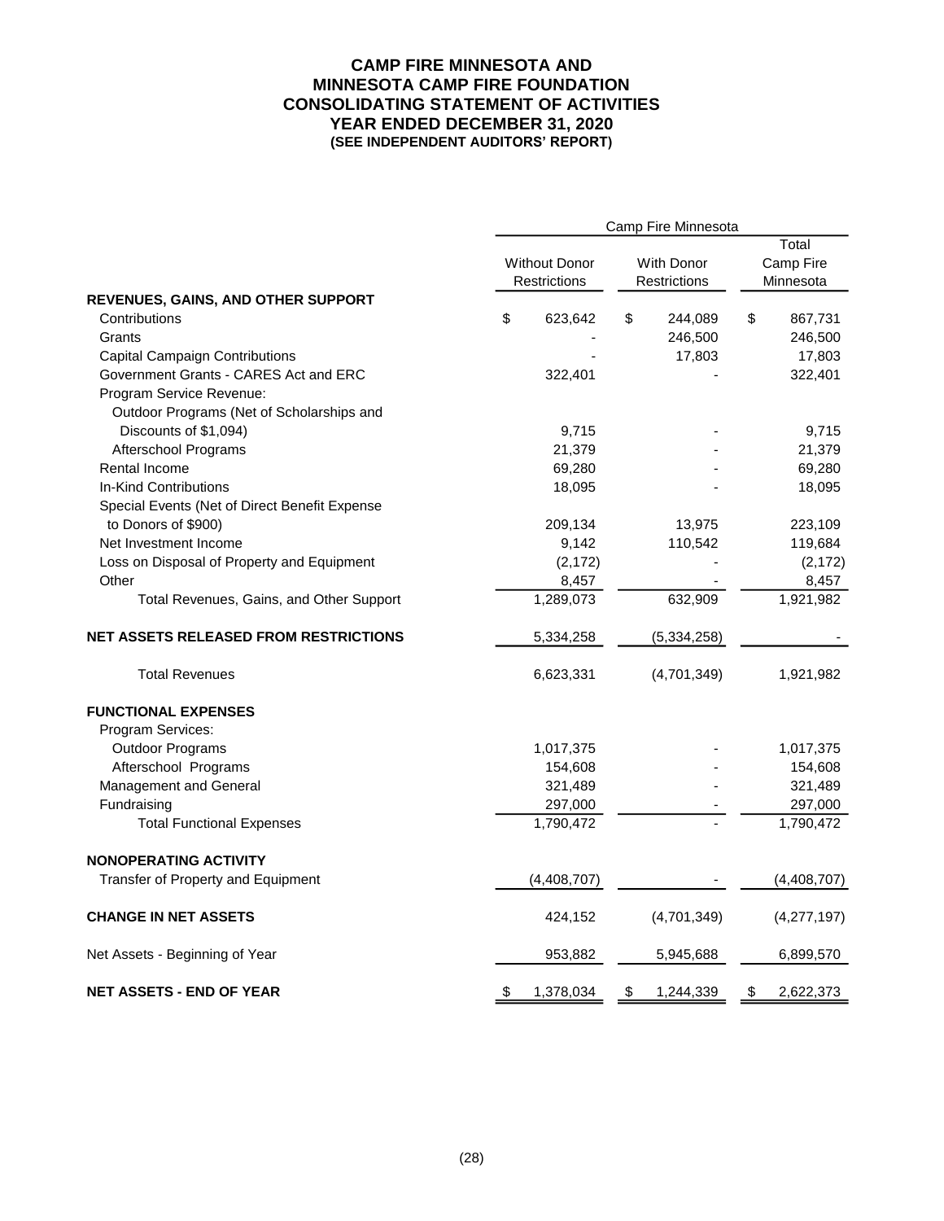# CAMP FIRE MINNESOTA AND MINNESOTA CAMP FIRE FOUNDATION
## CONSOLIDATING STATEMENT OF ACTIVITIES
### YEAR ENDED DECEMBER 31, 2020
**(SEE INDEPENDENT AUDITORS' REPORT)**

| | Camp Fire Minnesota | | |
|---|---|---|---|
| | Without Donor Restrictions | With Donor Restrictions | Total Camp Fire Minnesota |
| **REVENUES, GAINS, AND OTHER SUPPORT** | | | |
| Contributions | $ 623,642 | $ 244,089 | $ 867,731 |
| Grants | - | 246,500 | 246,500 |
| Capital Campaign Contributions | - | 17,803 | 17,803 |
| Government Grants - CARES Act and ERC | 322,401 | - | 322,401 |
| Program Service Revenue: | | | |
| Outdoor Programs (Net of Scholarships and Discounts of $1,094) | 9,715 | - | 9,715 |
| Afterschool Programs | 21,379 | - | 21,379 |
| Rental Income | 69,280 | - | 69,280 |
| In-Kind Contributions | 18,095 | - | 18,095 |
| Special Events (Net of Direct Benefit Expense to Donors of $900) | 209,134 | 13,975 | 223,109 |
| Net Investment Income | 9,142 | 110,542 | 119,684 |
| Loss on Disposal of Property and Equipment | (2,172) | - | (2,172) |
| Other | 8,457 | - | 8,457 |
| Total Revenues, Gains, and Other Support | 1,289,073 | 632,909 | 1,921,982 |
| **NET ASSETS RELEASED FROM RESTRICTIONS** | 5,334,258 | (5,334,258) | - |
| Total Revenues | 6,623,331 | (4,701,349) | 1,921,982 |
| **FUNCTIONAL EXPENSES** | | | |
| Program Services: | | | |
| Outdoor Programs | 1,017,375 | - | 1,017,375 |
| Afterschool Programs | 154,608 | - | 154,608 |
| Management and General | 321,489 | - | 321,489 |
| Fundraising | 297,000 | - | 297,000 |
| Total Functional Expenses | 1,790,472 | - | 1,790,472 |
| **NONOPERATING ACTIVITY** | | | |
| Transfer of Property and Equipment | (4,408,707) | - | (4,408,707) |
| **CHANGE IN NET ASSETS** | 424,152 | (4,701,349) | (4,277,197) |
| Net Assets - Beginning of Year | 953,882 | 5,945,688 | 6,899,570 |
| **NET ASSETS - END OF YEAR** | $ 1,378,034 | $ 1,244,339 | $ 2,622,373 |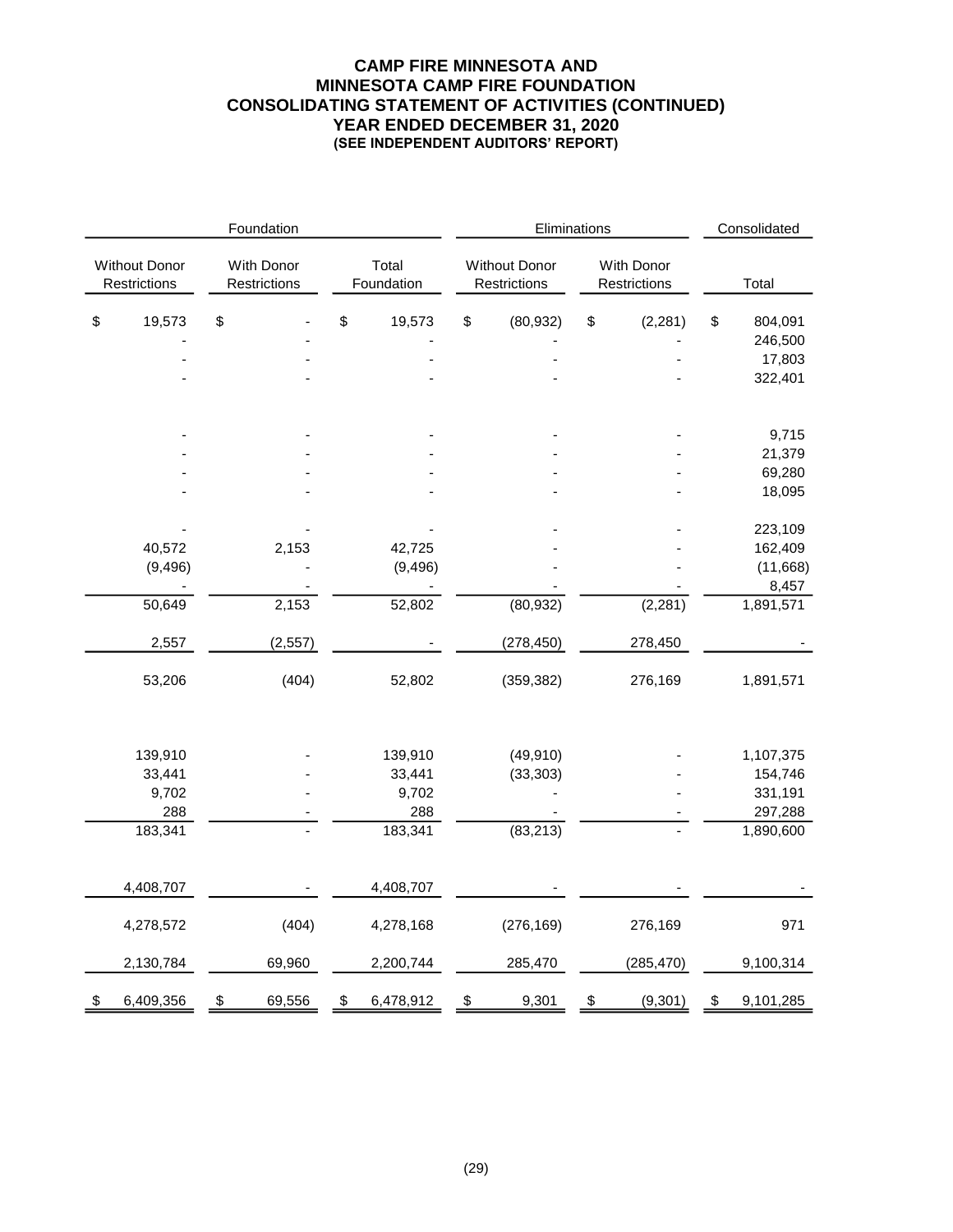# CAMP FIRE MINNESOTA AND MINNESOTA CAMP FIRE FOUNDATION
## CONSOLIDATING STATEMENT OF ACTIVITIES (CONTINUED)
### YEAR ENDED DECEMBER 31, 2020
#### (SEE INDEPENDENT AUDITORS' REPORT)

| Foundation | | | Eliminations | | Consolidated |
|---|---|---|---|---|---|
| Without Donor Restrictions | With Donor Restrictions | Total Foundation | Without Donor Restrictions | With Donor Restrictions | Total |
| $ 19,573 | $ - | $ 19,573 | $ (80,932) | $ (2,281) | $ 804,091 |
| - | - | - | - | - | 246,500 |
| - | - | - | - | - | 17,803 |
| - | - | - | - | - | 322,401 |
| | | | | | |
| - | - | - | - | - | 9,715 |
| - | - | - | - | - | 21,379 |
| - | - | - | - | - | 69,280 |
| - | - | - | - | - | 18,095 |
| | | | | | |
| - | - | - | - | - | 223,109 |
| 40,572 | 2,153 | 42,725 | - | - | 162,409 |
| (9,496) | - | (9,496) | - | - | (11,668) |
| - | - | - | - | - | 8,457 |
| 50,649 | 2,153 | 52,802 | (80,932) | (2,281) | 1,891,571 |
| | | | | | |
| 2,557 | (2,557) | - | (278,450) | 278,450 | - |
| | | | | | |
| 53,206 | (404) | 52,802 | (359,382) | 276,169 | 1,891,571 |
| | | | | | |
| 139,910 | - | 139,910 | (49,910) | - | 1,107,375 |
| 33,441 | - | 33,441 | (33,303) | - | 154,746 |
| 9,702 | - | 9,702 | - | - | 331,191 |
| 288 | - | 288 | - | - | 297,288 |
| 183,341 | - | 183,341 | (83,213) | - | 1,890,600 |
| | | | | | |
| 4,408,707 | - | 4,408,707 | - | - | - |
| | | | | | |
| 4,278,572 | (404) | 4,278,168 | (276,169) | 276,169 | 971 |
| | | | | | |
| 2,130,784 | 69,960 | 2,200,744 | 285,470 | (285,470) | 9,100,314 |
| | | | | | |
| $ 6,409,356 | $ 69,556 | $ 6,478,912 | $ 9,301 | $ (9,301) | $ 9,101,285 |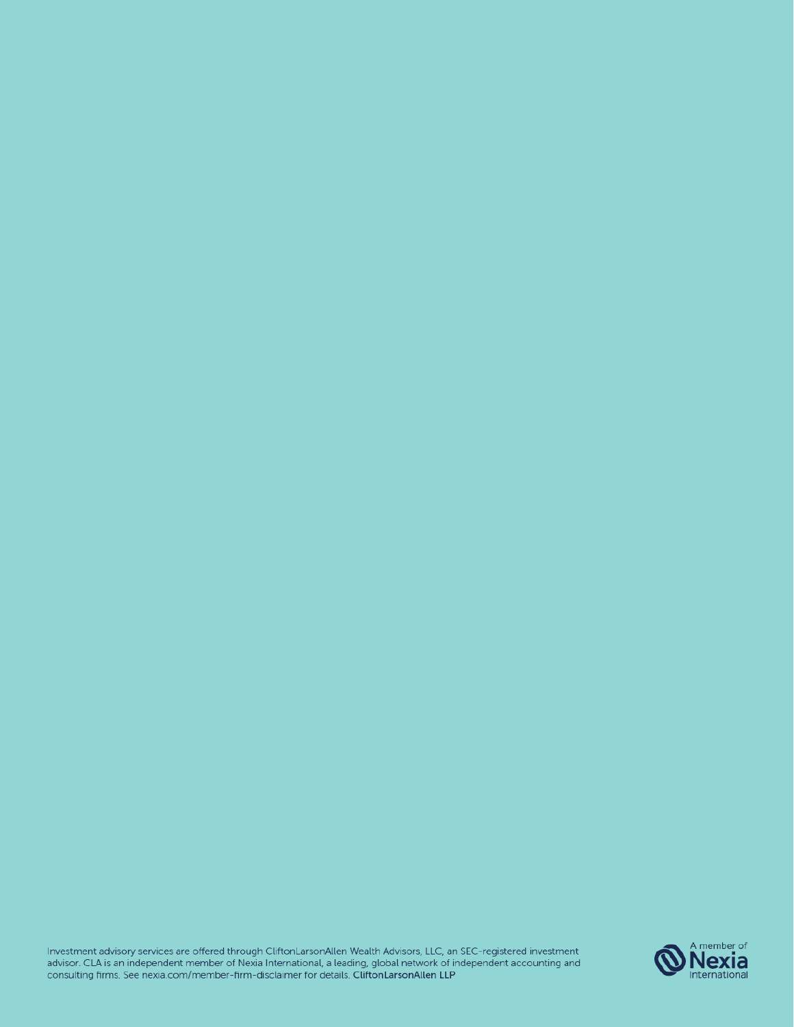Investment advisory services are offered through CliftonLarsonAllen Wealth Advisors, LLC, an SEC-registered investment advisor. CLA is an independent member of Nexia International, a leading, global network of independent accounting and consulting firms. See nexia.com/member-firm-disclaimer for details. **CliftonLarsonAllen LLP**

A member of Nexia International